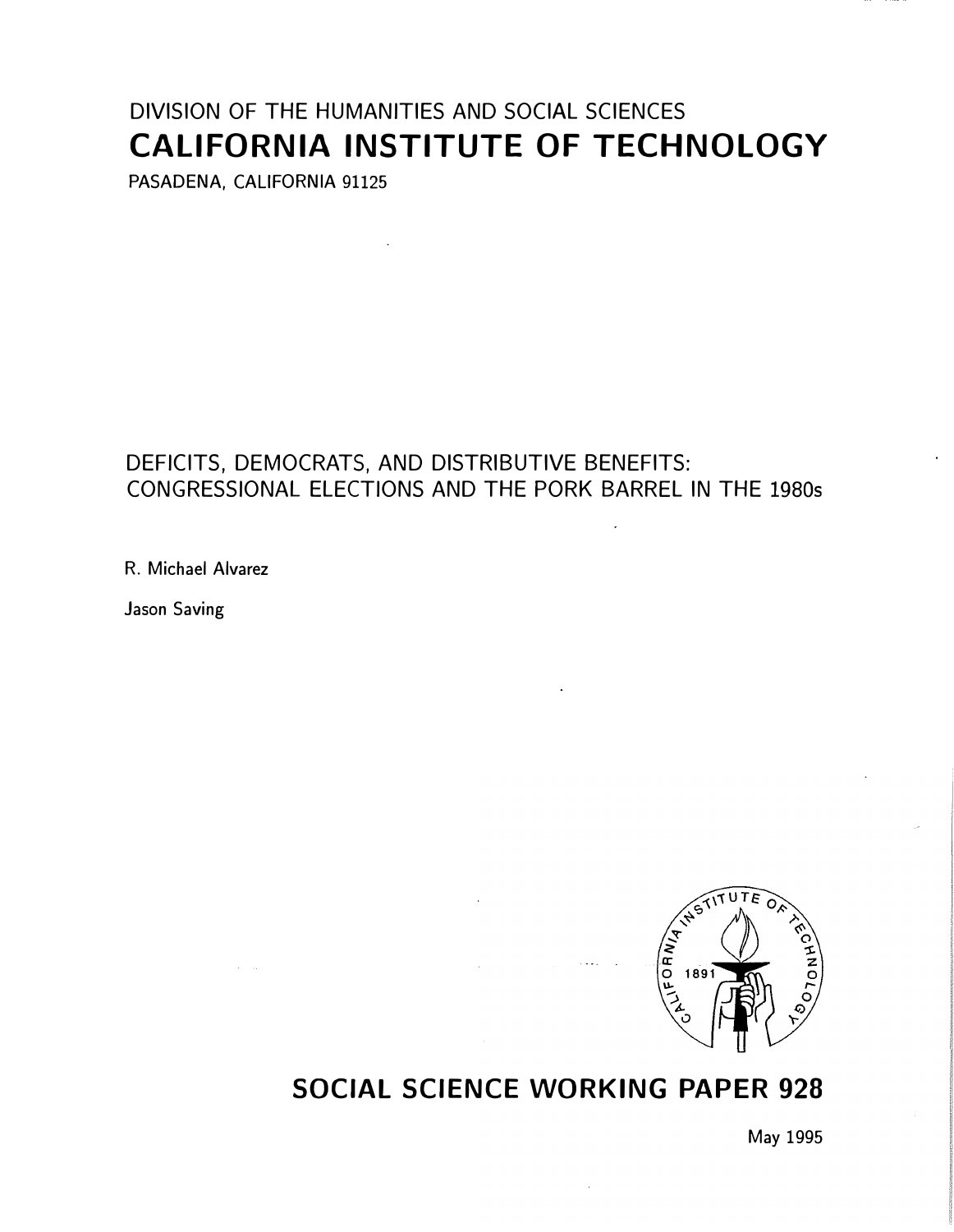DIVISION OF THE HUMANITIES AND SOCIAL SCIENCES

# CALIFORNIA INSTITUTE OF TECHNOLOGY

PASADENA, CALIFORNIA 91125

## DEFICITS, DEMOCRATS, AND DISTRIBUTIVE BENEFITS: CONGRESSIONAL ELECTIONS AND THE PORK BARREL IN THE 1980s

R. Michael Alvarez

Jason Saving

## SOCIAL SCIENCE WORKING PAPER 928

May 1995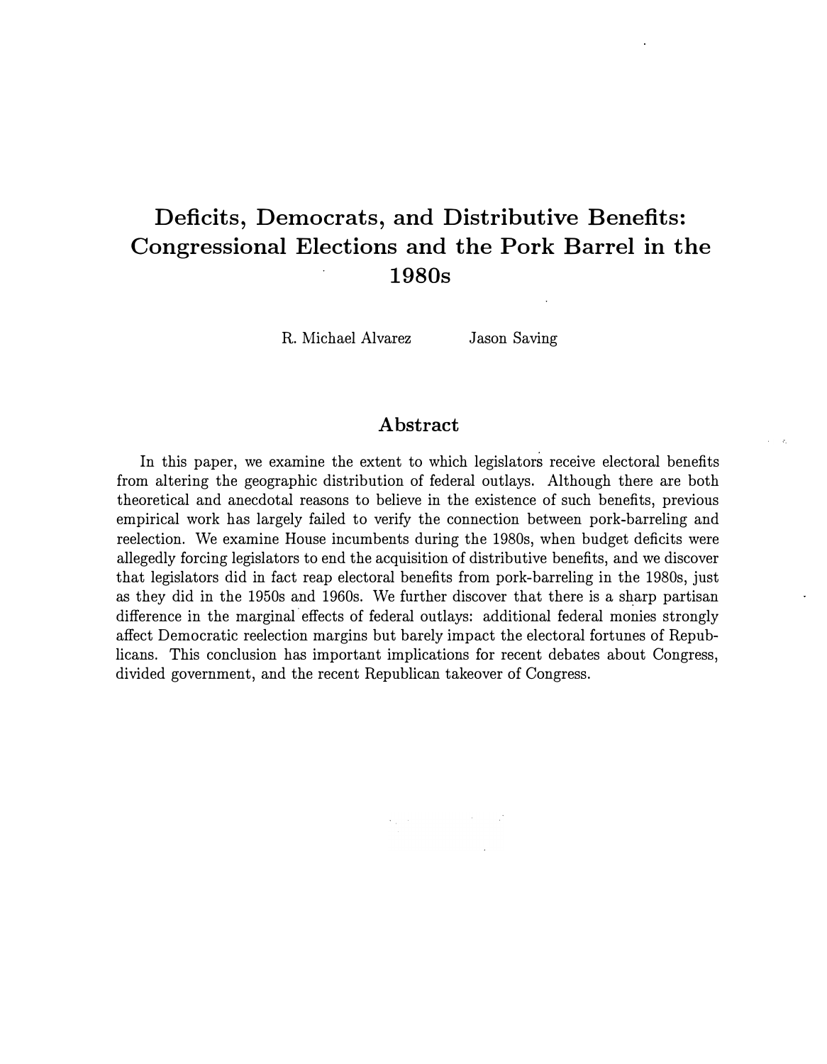# Deficits, Democrats, and Distributive Benefits: Congressional Elections and the Pork Barrel in the 1980s

R. Michael Alvarez     Jason Saving

## Abstract

In this paper, we examine the extent to which legislators receive electoral benefits from altering the geographic distribution of federal outlays. Although there are both theoretical and anecdotal reasons to believe in the existence of such benefits, previous empirical work has largely failed to verify the connection between pork-barreling and reelection. We examine House incumbents during the 1980s, when budget deficits were allegedly forcing legislators to end the acquisition of distributive benefits, and we discover that legislators did in fact reap electoral benefits from pork-barreling in the 1980s, just as they did in the 1950s and 1960s. We further discover that there is a sharp partisan difference in the marginal effects of federal outlays: additional federal monies strongly affect Democratic reelection margins but barely impact the electoral fortunes of Republicans. This conclusion has important implications for recent debates about Congress, divided government, and the recent Republican takeover of Congress.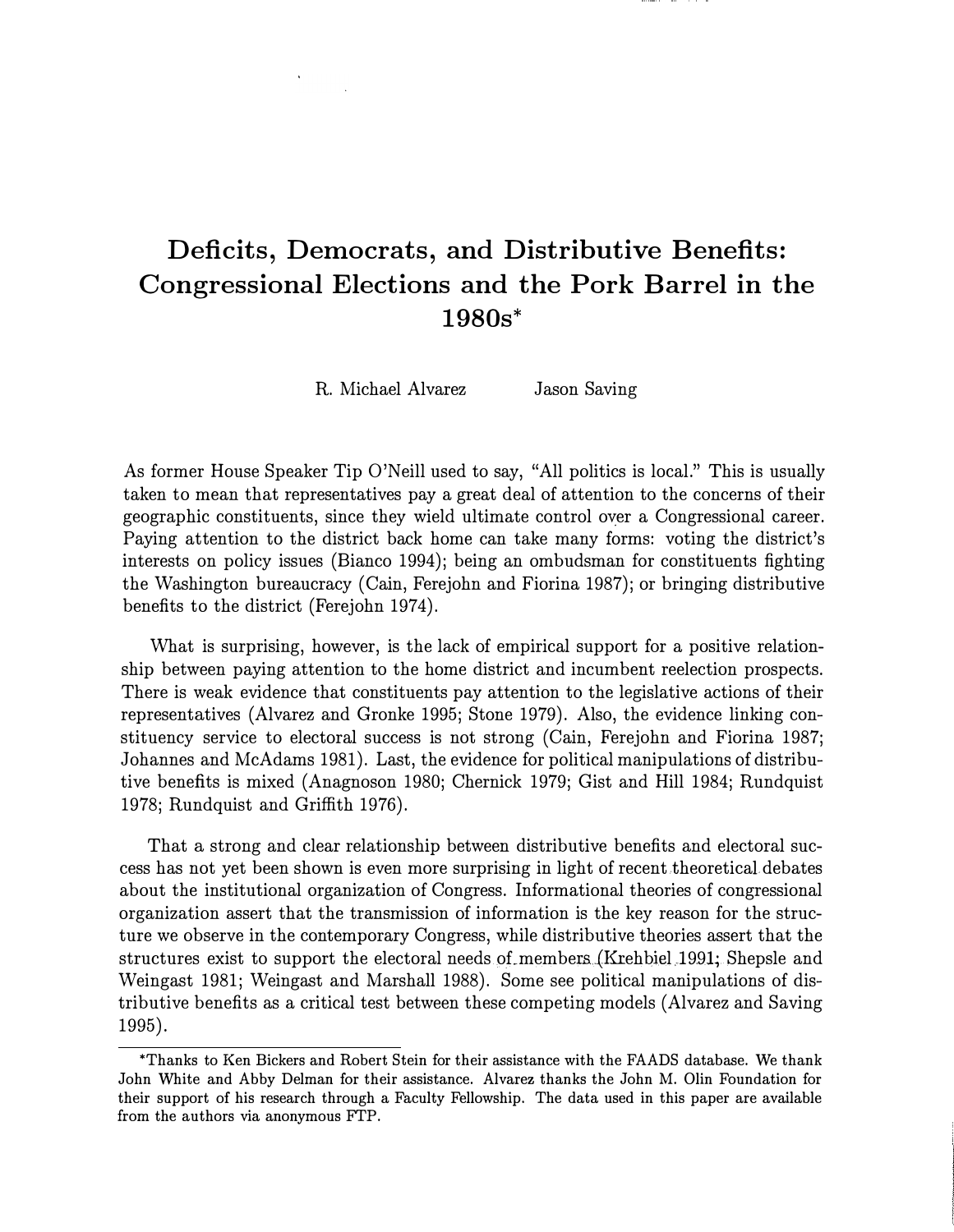# Deficits, Democrats, and Distributive Benefits: Congressional Elections and the Pork Barrel in the 1980s*

R. Michael Alvarez  Jason Saving

As former House Speaker Tip O'Neill used to say, "All politics is local." This is usually taken to mean that representatives pay a great deal of attention to the concerns of their geographic constituents, since they wield ultimate control over a Congressional career. Paying attention to the district back home can take many forms: voting the district's interests on policy issues (Bianco 1994); being an ombudsman for constituents fighting the Washington bureaucracy (Cain, Ferejohn and Fiorina 1987); or bringing distributive benefits to the district (Ferejohn 1974).

What is surprising, however, is the lack of empirical support for a positive relationship between paying attention to the home district and incumbent reelection prospects. There is weak evidence that constituents pay attention to the legislative actions of their representatives (Alvarez and Gronke 1995; Stone 1979). Also, the evidence linking constituency service to electoral success is not strong (Cain, Ferejohn and Fiorina 1987; Johannes and McAdams 1981). Last, the evidence for political manipulations of distributive benefits is mixed (Anagnoson 1980; Chernick 1979; Gist and Hill 1984; Rundquist 1978; Rundquist and Griffith 1976).

That a strong and clear relationship between distributive benefits and electoral success has not yet been shown is even more surprising in light of recent theoretical debates about the institutional organization of Congress. Informational theories of congressional organization assert that the transmission of information is the key reason for the structure we observe in the contemporary Congress, while distributive theories assert that the structures exist to support the electoral needs of members (Krehbiel 1991; Shepsle and Weingast 1981; Weingast and Marshall 1988). Some see political manipulations of distributive benefits as a critical test between these competing models (Alvarez and Saving 1995).

*Thanks to Ken Bickers and Robert Stein for their assistance with the FAADS database. We thank John White and Abby Delman for their assistance. Alvarez thanks the John M. Olin Foundation for their support of his research through a Faculty Fellowship. The data used in this paper are available from the authors via anonymous FTP.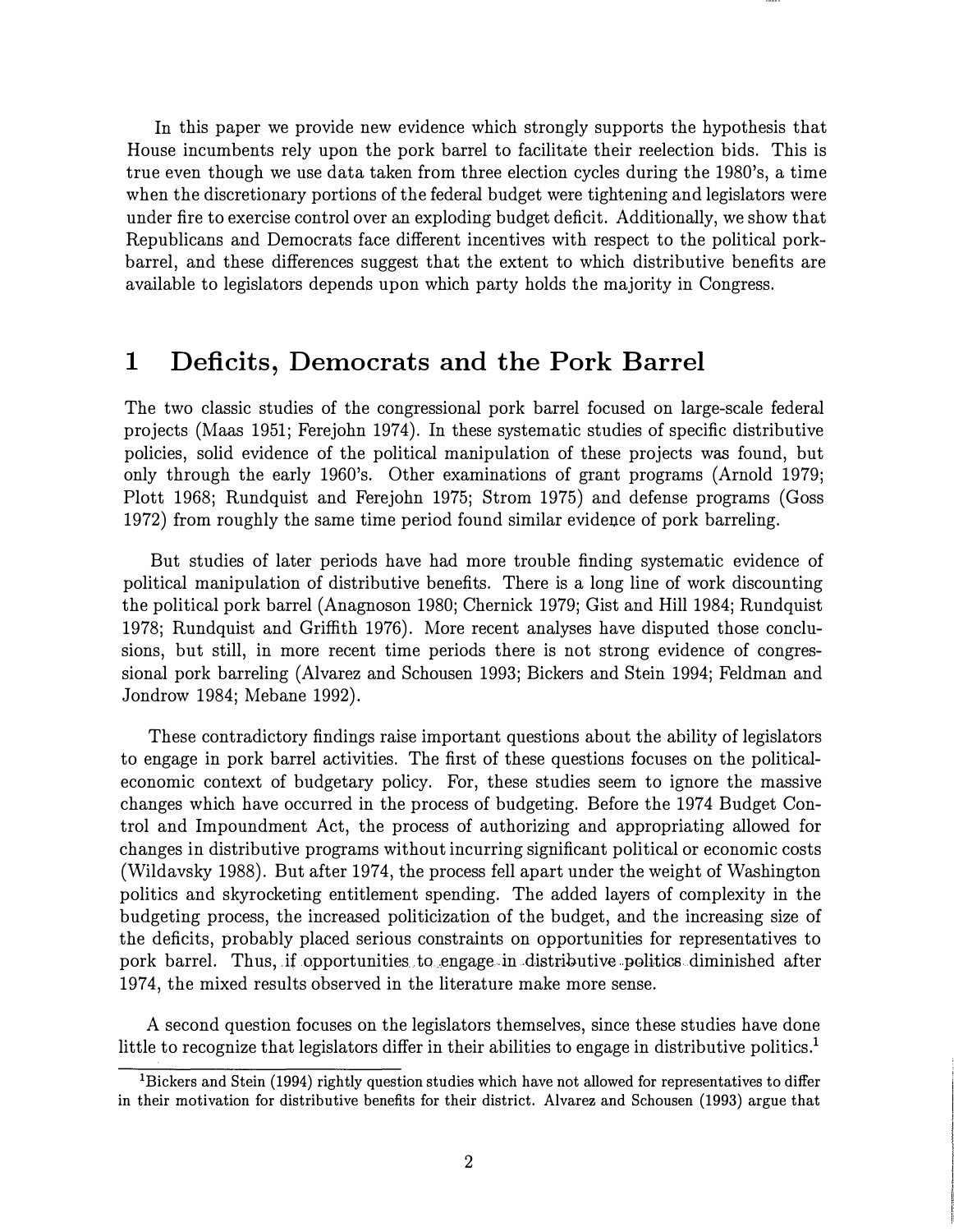In this paper we provide new evidence which strongly supports the hypothesis that House incumbents rely upon the pork barrel to facilitate their reelection bids. This is true even though we use data taken from three election cycles during the 1980's, a time when the discretionary portions of the federal budget were tightening and legislators were under fire to exercise control over an exploding budget deficit. Additionally, we show that Republicans and Democrats face different incentives with respect to the political pork-barrel, and these differences suggest that the extent to which distributive benefits are available to legislators depends upon which party holds the majority in Congress.

# 1 Deficits, Democrats and the Pork Barrel

The two classic studies of the congressional pork barrel focused on large-scale federal projects (Maas 1951; Ferejohn 1974). In these systematic studies of specific distributive policies, solid evidence of the political manipulation of these projects was found, but only through the early 1960's. Other examinations of grant programs (Arnold 1979; Plott 1968; Rundquist and Ferejohn 1975; Strom 1975) and defense programs (Goss 1972) from roughly the same time period found similar evidence of pork barreling.

But studies of later periods have had more trouble finding systematic evidence of political manipulation of distributive benefits. There is a long line of work discounting the political pork barrel (Anagnoson 1980; Chernick 1979; Gist and Hill 1984; Rundquist 1978; Rundquist and Griffith 1976). More recent analyses have disputed those conclusions, but still, in more recent time periods there is not strong evidence of congressional pork barreling (Alvarez and Schousen 1993; Bickers and Stein 1994; Feldman and Jondrow 1984; Mebane 1992).

These contradictory findings raise important questions about the ability of legislators to engage in pork barrel activities. The first of these questions focuses on the political-economic context of budgetary policy. For, these studies seem to ignore the massive changes which have occurred in the process of budgeting. Before the 1974 Budget Control and Impoundment Act, the process of authorizing and appropriating allowed for changes in distributive programs without incurring significant political or economic costs (Wildavsky 1988). But after 1974, the process fell apart under the weight of Washington politics and skyrocketing entitlement spending. The added layers of complexity in the budgeting process, the increased politicization of the budget, and the increasing size of the deficits, probably placed serious constraints on opportunities for representatives to pork barrel. Thus, if opportunities to engage in distributive politics diminished after 1974, the mixed results observed in the literature make more sense.

A second question focuses on the legislators themselves, since these studies have done little to recognize that legislators differ in their abilities to engage in distributive politics.[1]

[1]Bickers and Stein (1994) rightly question studies which have not allowed for representatives to differ in their motivation for distributive benefits for their district. Alvarez and Schousen (1993) argue that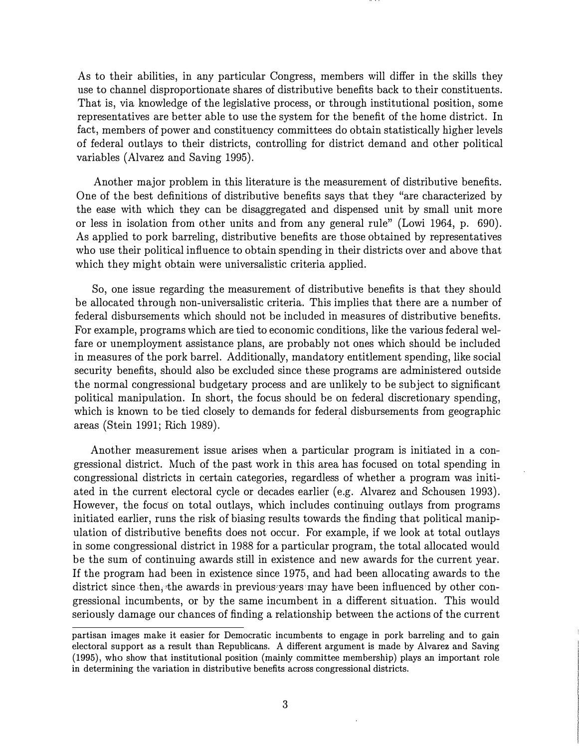As to their abilities, in any particular Congress, members will differ in the skills they use to channel disproportionate shares of distributive benefits back to their constituents. That is, via knowledge of the legislative process, or through institutional position, some representatives are better able to use the system for the benefit of the home district. In fact, members of power and constituency committees do obtain statistically higher levels of federal outlays to their districts, controlling for district demand and other political variables (Alvarez and Saving 1995).

Another major problem in this literature is the measurement of distributive benefits. One of the best definitions of distributive benefits says that they "are characterized by the ease with which they can be disaggregated and dispensed unit by small unit more or less in isolation from other units and from any general rule" (Lowi 1964, p. 690). As applied to pork barreling, distributive benefits are those obtained by representatives who use their political influence to obtain spending in their districts over and above that which they might obtain were universalistic criteria applied.

So, one issue regarding the measurement of distributive benefits is that they should be allocated through non-universalistic criteria. This implies that there are a number of federal disbursements which should not be included in measures of distributive benefits. For example, programs which are tied to economic conditions, like the various federal welfare or unemployment assistance plans, are probably not ones which should be included in measures of the pork barrel. Additionally, mandatory entitlement spending, like social security benefits, should also be excluded since these programs are administered outside the normal congressional budgetary process and are unlikely to be subject to significant political manipulation. In short, the focus should be on federal discretionary spending, which is known to be tied closely to demands for federal disbursements from geographic areas (Stein 1991; Rich 1989).

Another measurement issue arises when a particular program is initiated in a congressional district. Much of the past work in this area has focused on total spending in congressional districts in certain categories, regardless of whether a program was initiated in the current electoral cycle or decades earlier (e.g. Alvarez and Schousen 1993). However, the focus on total outlays, which includes continuing outlays from programs initiated earlier, runs the risk of biasing results towards the finding that political manipulation of distributive benefits does not occur. For example, if we look at total outlays in some congressional district in 1988 for a particular program, the total allocated would be the sum of continuing awards still in existence and new awards for the current year. If the program had been in existence since 1975, and had been allocating awards to the district since then, the awards in previous years may have been influenced by other congressional incumbents, or by the same incumbent in a different situation. This would seriously damage our chances of finding a relationship between the actions of the current

partisan images make it easier for Democratic incumbents to engage in pork barreling and to gain electoral support as a result than Republicans. A different argument is made by Alvarez and Saving (1995), who show that institutional position (mainly committee membership) plays an important role in determining the variation in distributive benefits across congressional districts.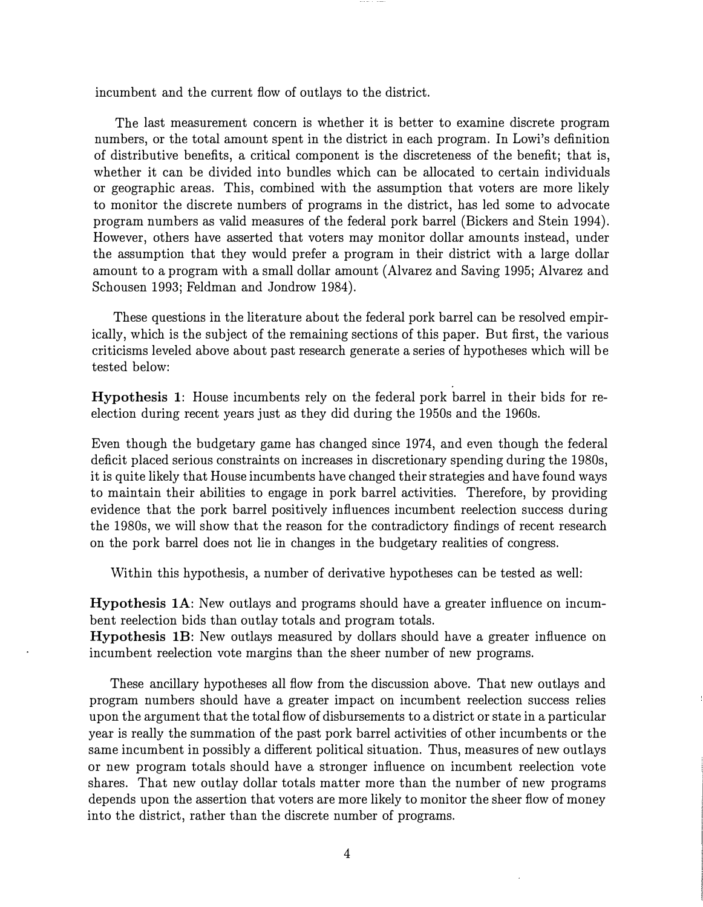incumbent and the current flow of outlays to the district.

The last measurement concern is whether it is better to examine discrete program numbers, or the total amount spent in the district in each program. In Lowi's definition of distributive benefits, a critical component is the discreteness of the benefit; that is, whether it can be divided into bundles which can be allocated to certain individuals or geographic areas. This, combined with the assumption that voters are more likely to monitor the discrete numbers of programs in the district, has led some to advocate program numbers as valid measures of the federal pork barrel (Bickers and Stein 1994). However, others have asserted that voters may monitor dollar amounts instead, under the assumption that they would prefer a program in their district with a large dollar amount to a program with a small dollar amount (Alvarez and Saving 1995; Alvarez and Schousen 1993; Feldman and Jondrow 1984).

These questions in the literature about the federal pork barrel can be resolved empirically, which is the subject of the remaining sections of this paper. But first, the various criticisms leveled above about past research generate a series of hypotheses which will be tested below:

**Hypothesis 1**: House incumbents rely on the federal pork barrel in their bids for reelection during recent years just as they did during the 1950s and the 1960s.

Even though the budgetary game has changed since 1974, and even though the federal deficit placed serious constraints on increases in discretionary spending during the 1980s, it is quite likely that House incumbents have changed their strategies and have found ways to maintain their abilities to engage in pork barrel activities. Therefore, by providing evidence that the pork barrel positively influences incumbent reelection success during the 1980s, we will show that the reason for the contradictory findings of recent research on the pork barrel does not lie in changes in the budgetary realities of congress.

Within this hypothesis, a number of derivative hypotheses can be tested as well:

**Hypothesis 1A**: New outlays and programs should have a greater influence on incumbent reelection bids than outlay totals and program totals.
**Hypothesis 1B**: New outlays measured by dollars should have a greater influence on incumbent reelection vote margins than the sheer number of new programs.

These ancillary hypotheses all flow from the discussion above. That new outlays and program numbers should have a greater impact on incumbent reelection success relies upon the argument that the total flow of disbursements to a district or state in a particular year is really the summation of the past pork barrel activities of other incumbents or the same incumbent in possibly a different political situation. Thus, measures of new outlays or new program totals should have a stronger influence on incumbent reelection vote shares. That new outlay dollar totals matter more than the number of new programs depends upon the assertion that voters are more likely to monitor the sheer flow of money into the district, rather than the discrete number of programs.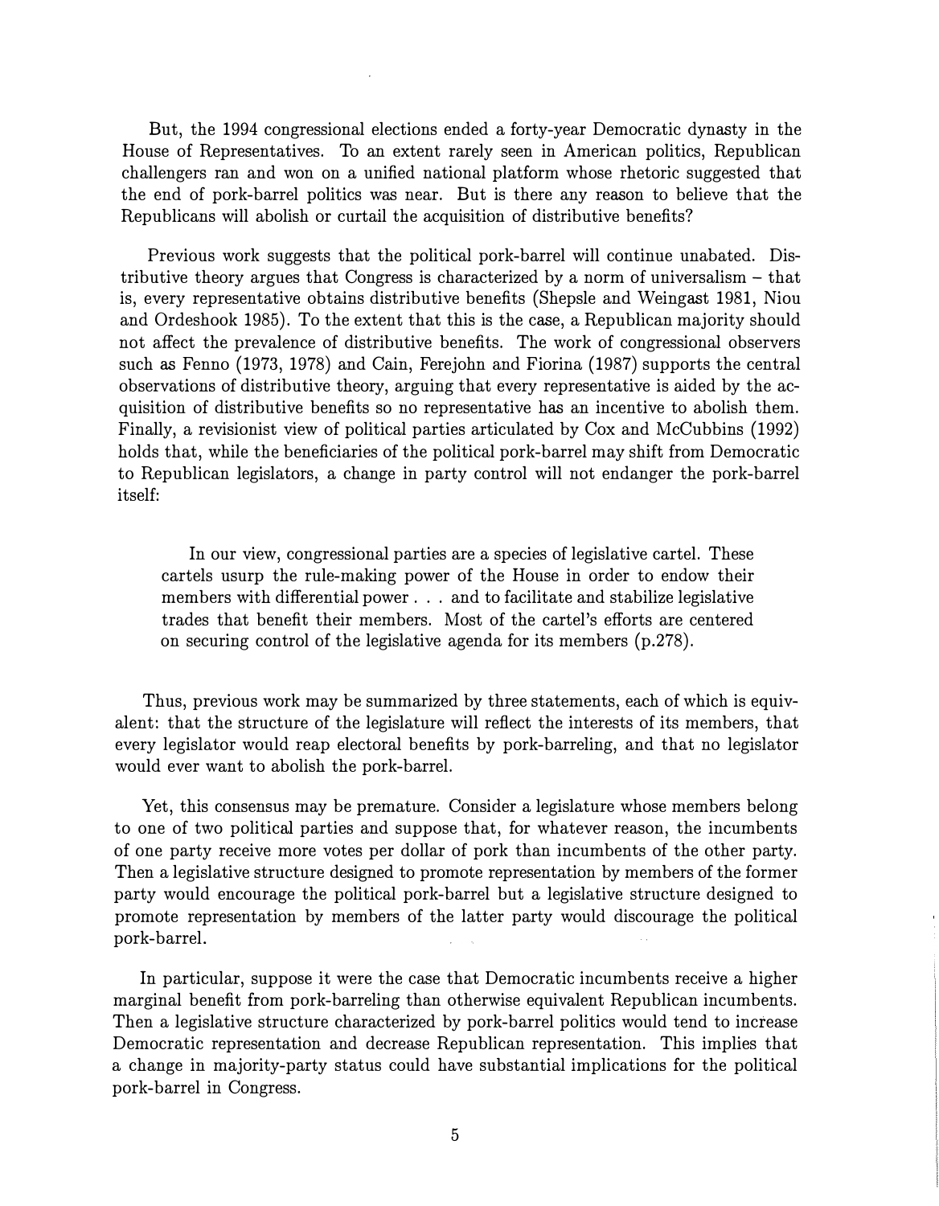But, the 1994 congressional elections ended a forty-year Democratic dynasty in the House of Representatives. To an extent rarely seen in American politics, Republican challengers ran and won on a unified national platform whose rhetoric suggested that the end of pork-barrel politics was near. But is there any reason to believe that the Republicans will abolish or curtail the acquisition of distributive benefits?

Previous work suggests that the political pork-barrel will continue unabated. Distributive theory argues that Congress is characterized by a norm of universalism – that is, every representative obtains distributive benefits (Shepsle and Weingast 1981, Niou and Ordeshook 1985). To the extent that this is the case, a Republican majority should not affect the prevalence of distributive benefits. The work of congressional observers such as Fenno (1973, 1978) and Cain, Ferejohn and Fiorina (1987) supports the central observations of distributive theory, arguing that every representative is aided by the acquisition of distributive benefits so no representative has an incentive to abolish them. Finally, a revisionist view of political parties articulated by Cox and McCubbins (1992) holds that, while the beneficiaries of the political pork-barrel may shift from Democratic to Republican legislators, a change in party control will not endanger the pork-barrel itself:

> In our view, congressional parties are a species of legislative cartel. These cartels usurp the rule-making power of the House in order to endow their members with differential power . . . and to facilitate and stabilize legislative trades that benefit their members. Most of the cartel's efforts are centered on securing control of the legislative agenda for its members (p.278).

Thus, previous work may be summarized by three statements, each of which is equivalent: that the structure of the legislature will reflect the interests of its members, that every legislator would reap electoral benefits by pork-barreling, and that no legislator would ever want to abolish the pork-barrel.

Yet, this consensus may be premature. Consider a legislature whose members belong to one of two political parties and suppose that, for whatever reason, the incumbents of one party receive more votes per dollar of pork than incumbents of the other party. Then a legislative structure designed to promote representation by members of the former party would encourage the political pork-barrel but a legislative structure designed to promote representation by members of the latter party would discourage the political pork-barrel.

In particular, suppose it were the case that Democratic incumbents receive a higher marginal benefit from pork-barreling than otherwise equivalent Republican incumbents. Then a legislative structure characterized by pork-barrel politics would tend to increase Democratic representation and decrease Republican representation. This implies that a change in majority-party status could have substantial implications for the political pork-barrel in Congress.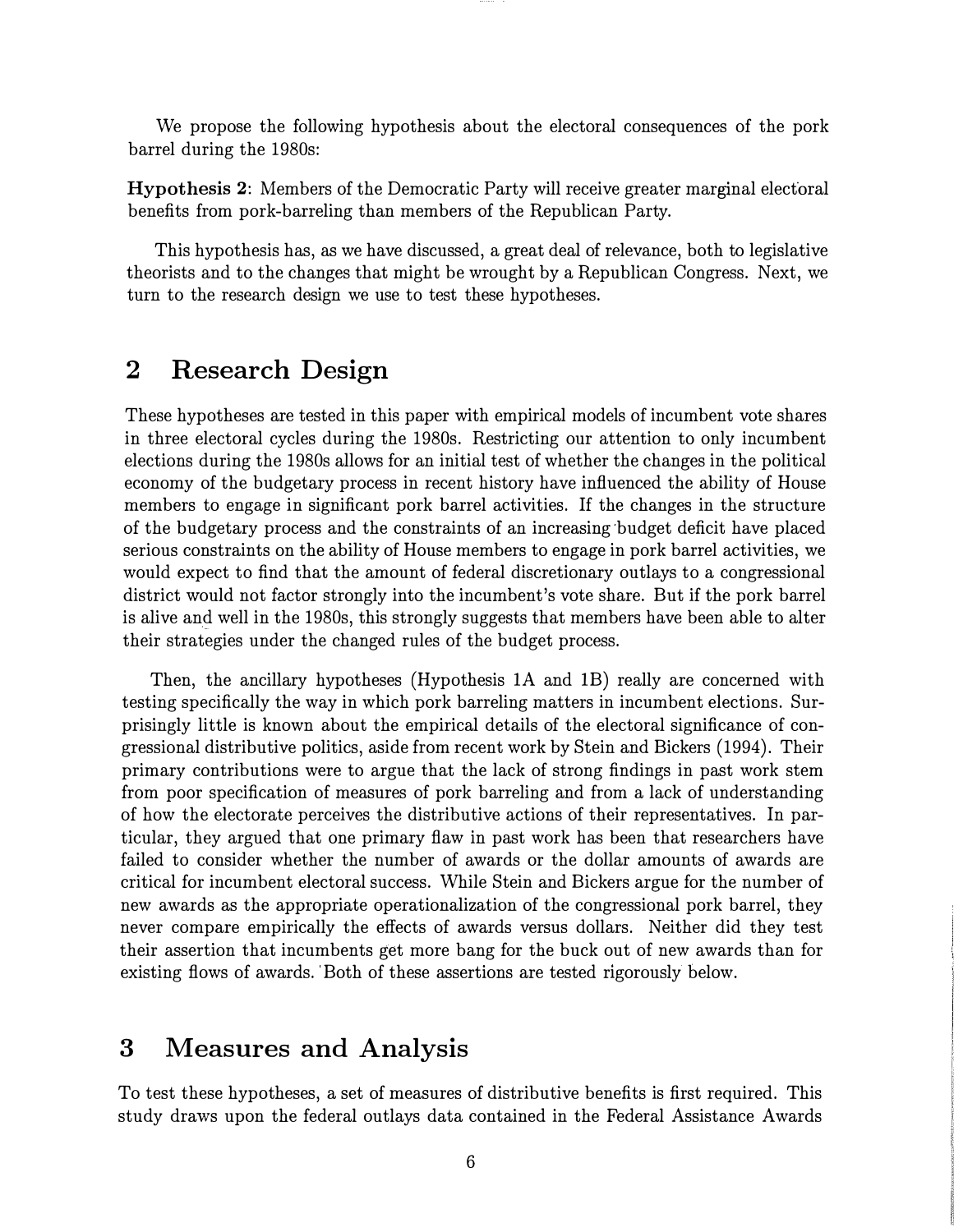We propose the following hypothesis about the electoral consequences of the pork barrel during the 1980s:

**Hypothesis 2**: Members of the Democratic Party will receive greater marginal electoral benefits from pork-barreling than members of the Republican Party.

This hypothesis has, as we have discussed, a great deal of relevance, both to legislative theorists and to the changes that might be wrought by a Republican Congress. Next, we turn to the research design we use to test these hypotheses.

## 2 Research Design

These hypotheses are tested in this paper with empirical models of incumbent vote shares in three electoral cycles during the 1980s. Restricting our attention to only incumbent elections during the 1980s allows for an initial test of whether the changes in the political economy of the budgetary process in recent history have influenced the ability of House members to engage in significant pork barrel activities. If the changes in the structure of the budgetary process and the constraints of an increasing budget deficit have placed serious constraints on the ability of House members to engage in pork barrel activities, we would expect to find that the amount of federal discretionary outlays to a congressional district would not factor strongly into the incumbent's vote share. But if the pork barrel is alive and well in the 1980s, this strongly suggests that members have been able to alter their strategies under the changed rules of the budget process.

Then, the ancillary hypotheses (Hypothesis 1A and 1B) really are concerned with testing specifically the way in which pork barreling matters in incumbent elections. Surprisingly little is known about the empirical details of the electoral significance of congressional distributive politics, aside from recent work by Stein and Bickers (1994). Their primary contributions were to argue that the lack of strong findings in past work stem from poor specification of measures of pork barreling and from a lack of understanding of how the electorate perceives the distributive actions of their representatives. In particular, they argued that one primary flaw in past work has been that researchers have failed to consider whether the number of awards or the dollar amounts of awards are critical for incumbent electoral success. While Stein and Bickers argue for the number of new awards as the appropriate operationalization of the congressional pork barrel, they never compare empirically the effects of awards versus dollars. Neither did they test their assertion that incumbents get more bang for the buck out of new awards than for existing flows of awards. Both of these assertions are tested rigorously below.

## 3 Measures and Analysis

To test these hypotheses, a set of measures of distributive benefits is first required. This study draws upon the federal outlays data contained in the Federal Assistance Awards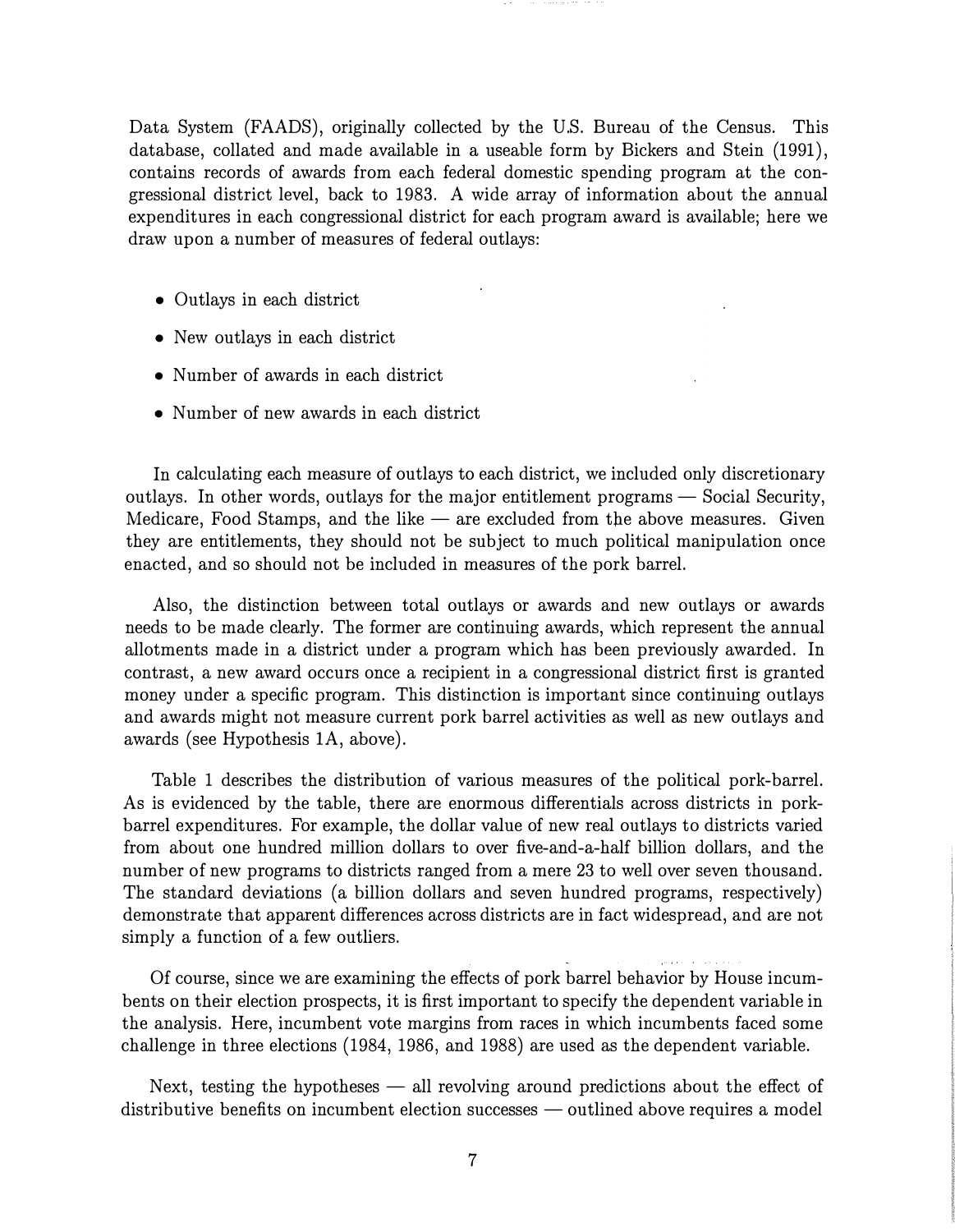Data System (FAADS), originally collected by the U.S. Bureau of the Census. This database, collated and made available in a useable form by Bickers and Stein (1991), contains records of awards from each federal domestic spending program at the congressional district level, back to 1983. A wide array of information about the annual expenditures in each congressional district for each program award is available; here we draw upon a number of measures of federal outlays:

- Outlays in each district
- New outlays in each district
- Number of awards in each district
- Number of new awards in each district

In calculating each measure of outlays to each district, we included only discretionary outlays. In other words, outlays for the major entitlement programs — Social Security, Medicare, Food Stamps, and the like — are excluded from the above measures. Given they are entitlements, they should not be subject to much political manipulation once enacted, and so should not be included in measures of the pork barrel.

Also, the distinction between total outlays or awards and new outlays or awards needs to be made clearly. The former are continuing awards, which represent the annual allotments made in a district under a program which has been previously awarded. In contrast, a new award occurs once a recipient in a congressional district first is granted money under a specific program. This distinction is important since continuing outlays and awards might not measure current pork barrel activities as well as new outlays and awards (see Hypothesis 1A, above).

Table 1 describes the distribution of various measures of the political pork-barrel. As is evidenced by the table, there are enormous differentials across districts in pork-barrel expenditures. For example, the dollar value of new real outlays to districts varied from about one hundred million dollars to over five-and-a-half billion dollars, and the number of new programs to districts ranged from a mere 23 to well over seven thousand. The standard deviations (a billion dollars and seven hundred programs, respectively) demonstrate that apparent differences across districts are in fact widespread, and are not simply a function of a few outliers.

Of course, since we are examining the effects of pork barrel behavior by House incumbents on their election prospects, it is first important to specify the dependent variable in the analysis. Here, incumbent vote margins from races in which incumbents faced some challenge in three elections (1984, 1986, and 1988) are used as the dependent variable.

Next, testing the hypotheses — all revolving around predictions about the effect of distributive benefits on incumbent election successes — outlined above requires a model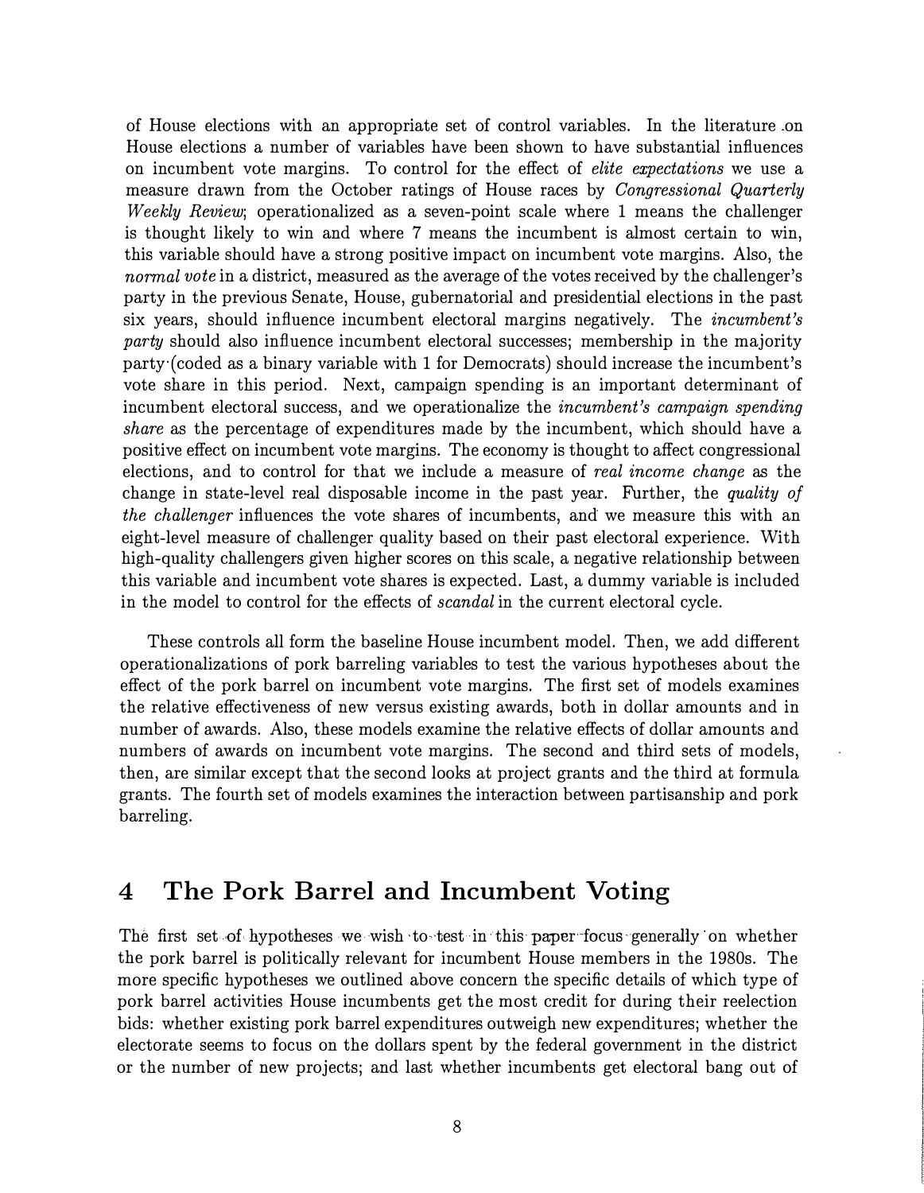of House elections with an appropriate set of control variables. In the literature on House elections a number of variables have been shown to have substantial influences on incumbent vote margins. To control for the effect of *elite expectations* we use a measure drawn from the October ratings of House races by *Congressional Quarterly Weekly Review*; operationalized as a seven-point scale where 1 means the challenger is thought likely to win and where 7 means the incumbent is almost certain to win, this variable should have a strong positive impact on incumbent vote margins. Also, the *normal vote* in a district, measured as the average of the votes received by the challenger's party in the previous Senate, House, gubernatorial and presidential elections in the past six years, should influence incumbent electoral margins negatively. The *incumbent's party* should also influence incumbent electoral successes; membership in the majority party (coded as a binary variable with 1 for Democrats) should increase the incumbent's vote share in this period. Next, campaign spending is an important determinant of incumbent electoral success, and we operationalize the *incumbent's campaign spending share* as the percentage of expenditures made by the incumbent, which should have a positive effect on incumbent vote margins. The economy is thought to affect congressional elections, and to control for that we include a measure of *real income change* as the change in state-level real disposable income in the past year. Further, the *quality of the challenger* influences the vote shares of incumbents, and we measure this with an eight-level measure of challenger quality based on their past electoral experience. With high-quality challengers given higher scores on this scale, a negative relationship between this variable and incumbent vote shares is expected. Last, a dummy variable is included in the model to control for the effects of *scandal* in the current electoral cycle.

These controls all form the baseline House incumbent model. Then, we add different operationalizations of pork barreling variables to test the various hypotheses about the effect of the pork barrel on incumbent vote margins. The first set of models examines the relative effectiveness of new versus existing awards, both in dollar amounts and in number of awards. Also, these models examine the relative effects of dollar amounts and numbers of awards on incumbent vote margins. The second and third sets of models, then, are similar except that the second looks at project grants and the third at formula grants. The fourth set of models examines the interaction between partisanship and pork barreling.

## 4 The Pork Barrel and Incumbent Voting

The first set of hypotheses we wish to test in this paper focus generally on whether the pork barrel is politically relevant for incumbent House members in the 1980s. The more specific hypotheses we outlined above concern the specific details of which type of pork barrel activities House incumbents get the most credit for during their reelection bids: whether existing pork barrel expenditures outweigh new expenditures; whether the electorate seems to focus on the dollars spent by the federal government in the district or the number of new projects; and last whether incumbents get electoral bang out of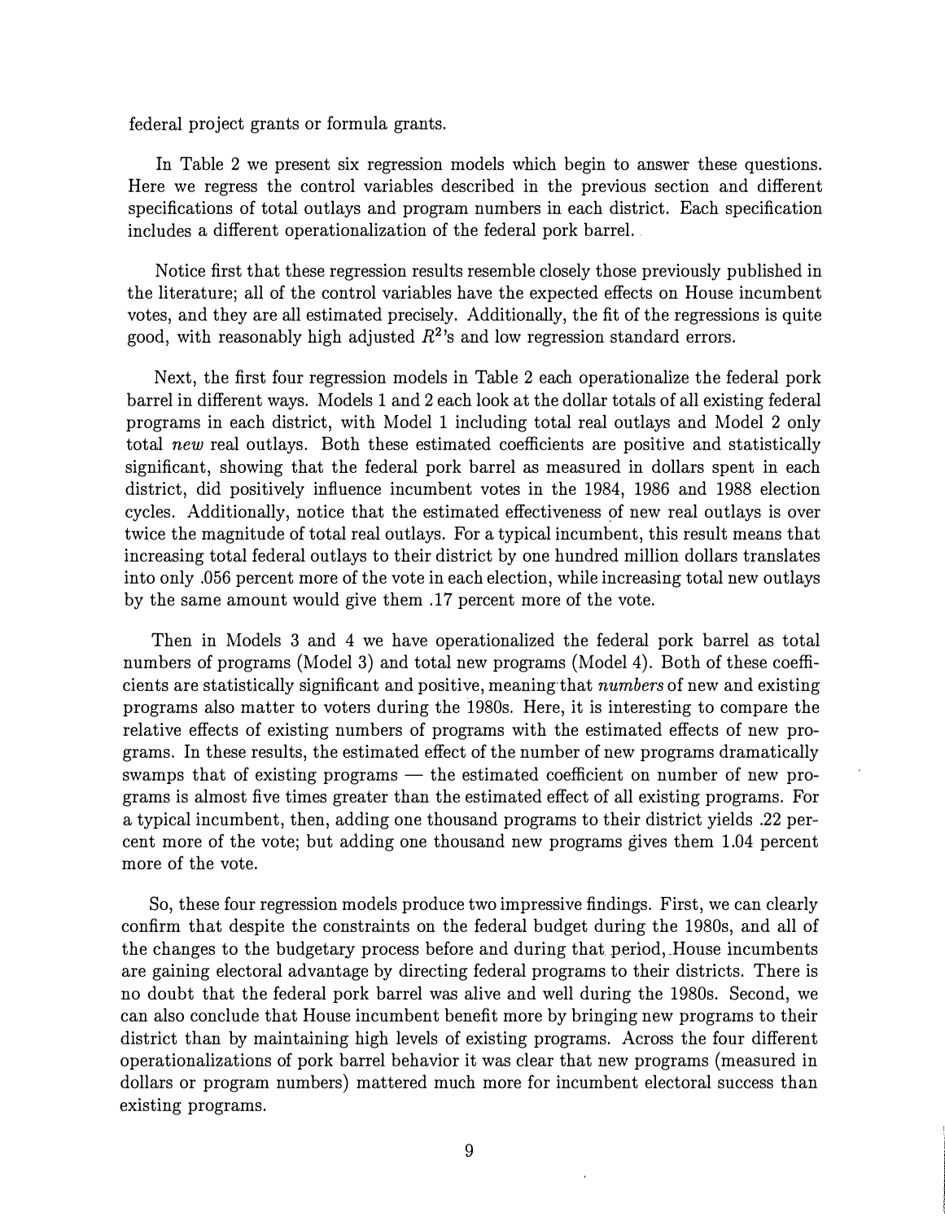federal project grants or formula grants.

In Table 2 we present six regression models which begin to answer these questions. Here we regress the control variables described in the previous section and different specifications of total outlays and program numbers in each district. Each specification includes a different operationalization of the federal pork barrel.

Notice first that these regression results resemble closely those previously published in the literature; all of the control variables have the expected effects on House incumbent votes, and they are all estimated precisely. Additionally, the fit of the regressions is quite good, with reasonably high adjusted $R^2$'s and low regression standard errors.

Next, the first four regression models in Table 2 each operationalize the federal pork barrel in different ways. Models 1 and 2 each look at the dollar totals of all existing federal programs in each district, with Model 1 including total real outlays and Model 2 only total *new* real outlays. Both these estimated coefficients are positive and statistically significant, showing that the federal pork barrel as measured in dollars spent in each district, did positively influence incumbent votes in the 1984, 1986 and 1988 election cycles. Additionally, notice that the estimated effectiveness of new real outlays is over twice the magnitude of total real outlays. For a typical incumbent, this result means that increasing total federal outlays to their district by one hundred million dollars translates into only .056 percent more of the vote in each election, while increasing total new outlays by the same amount would give them .17 percent more of the vote.

Then in Models 3 and 4 we have operationalized the federal pork barrel as total numbers of programs (Model 3) and total new programs (Model 4). Both of these coefficients are statistically significant and positive, meaning that *numbers* of new and existing programs also matter to voters during the 1980s. Here, it is interesting to compare the relative effects of existing numbers of programs with the estimated effects of new programs. In these results, the estimated effect of the number of new programs dramatically swamps that of existing programs — the estimated coefficient on number of new programs is almost five times greater than the estimated effect of all existing programs. For a typical incumbent, then, adding one thousand programs to their district yields .22 percent more of the vote; but adding one thousand new programs gives them 1.04 percent more of the vote.

So, these four regression models produce two impressive findings. First, we can clearly confirm that despite the constraints on the federal budget during the 1980s, and all of the changes to the budgetary process before and during that period, House incumbents are gaining electoral advantage by directing federal programs to their districts. There is no doubt that the federal pork barrel was alive and well during the 1980s. Second, we can also conclude that House incumbent benefit more by bringing new programs to their district than by maintaining high levels of existing programs. Across the four different operationalizations of pork barrel behavior it was clear that new programs (measured in dollars or program numbers) mattered much more for incumbent electoral success than existing programs.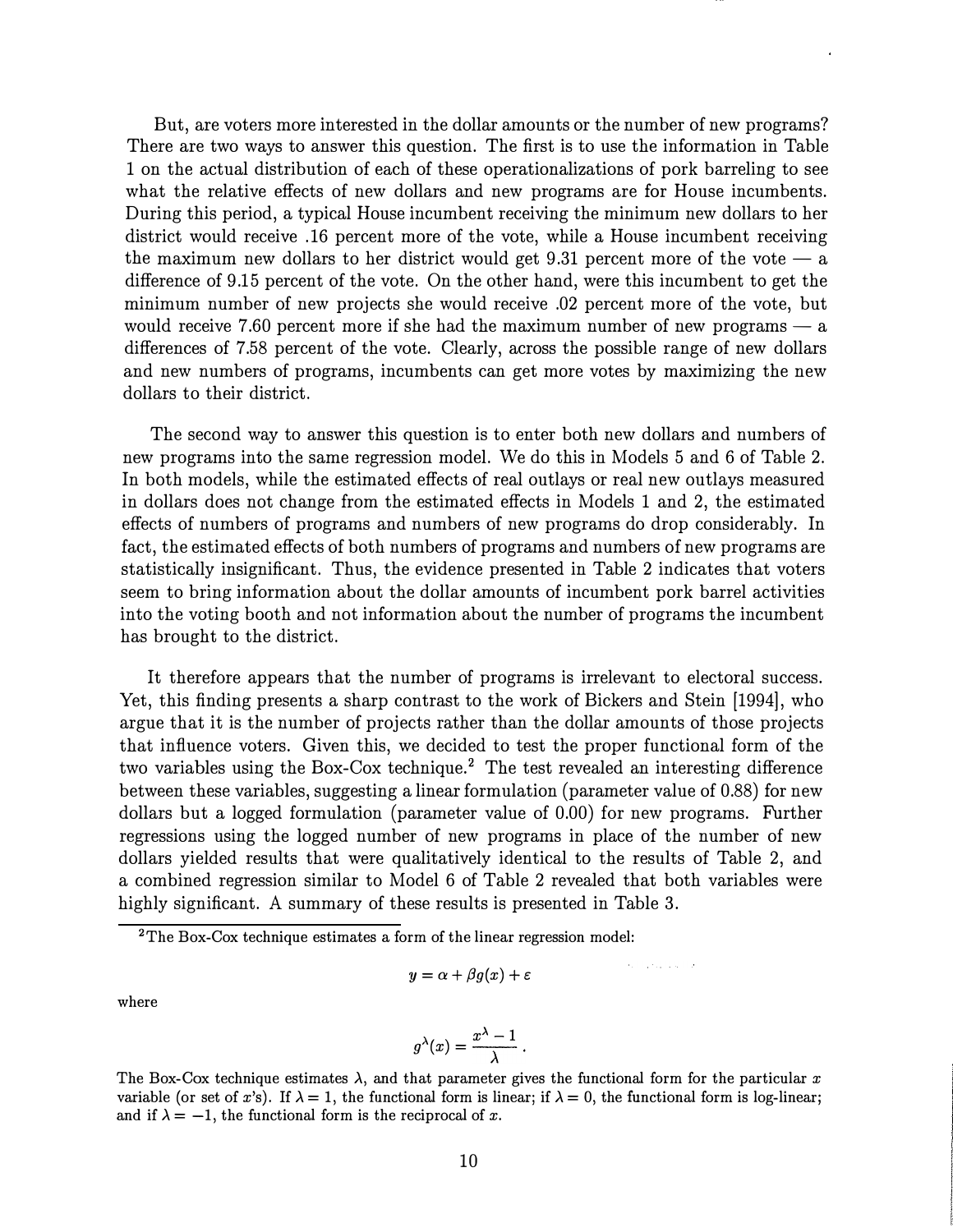But, are voters more interested in the dollar amounts or the number of new programs? There are two ways to answer this question. The first is to use the information in Table 1 on the actual distribution of each of these operationalizations of pork barreling to see what the relative effects of new dollars and new programs are for House incumbents. During this period, a typical House incumbent receiving the minimum new dollars to her district would receive .16 percent more of the vote, while a House incumbent receiving the maximum new dollars to her district would get 9.31 percent more of the vote — a difference of 9.15 percent of the vote. On the other hand, were this incumbent to get the minimum number of new projects she would receive .02 percent more of the vote, but would receive 7.60 percent more if she had the maximum number of new programs — a differences of 7.58 percent of the vote. Clearly, across the possible range of new dollars and new numbers of programs, incumbents can get more votes by maximizing the new dollars to their district.

The second way to answer this question is to enter both new dollars and numbers of new programs into the same regression model. We do this in Models 5 and 6 of Table 2. In both models, while the estimated effects of real outlays or real new outlays measured in dollars does not change from the estimated effects in Models 1 and 2, the estimated effects of numbers of programs and numbers of new programs do drop considerably. In fact, the estimated effects of both numbers of programs and numbers of new programs are statistically insignificant. Thus, the evidence presented in Table 2 indicates that voters seem to bring information about the dollar amounts of incumbent pork barrel activities into the voting booth and not information about the number of programs the incumbent has brought to the district.

It therefore appears that the number of programs is irrelevant to electoral success. Yet, this finding presents a sharp contrast to the work of Bickers and Stein [1994], who argue that it is the number of projects rather than the dollar amounts of those projects that influence voters. Given this, we decided to test the proper functional form of the two variables using the Box-Cox technique.[2] The test revealed an interesting difference between these variables, suggesting a linear formulation (parameter value of 0.88) for new dollars but a logged formulation (parameter value of 0.00) for new programs. Further regressions using the logged number of new programs in place of the number of new dollars yielded results that were qualitatively identical to the results of Table 2, and a combined regression similar to Model 6 of Table 2 revealed that both variables were highly significant. A summary of these results is presented in Table 3.

[2] The Box-Cox technique estimates a form of the linear regression model:

$$y = \alpha + \beta g(x) + \varepsilon$$

where

$$g^{\lambda}(x) = \frac{x^{\lambda} - 1}{\lambda}.$$

The Box-Cox technique estimates $\lambda$, and that parameter gives the functional form for the particular $x$ variable (or set of $x$'s). If $\lambda = 1$, the functional form is linear; if $\lambda = 0$, the functional form is log-linear; and if $\lambda = -1$, the functional form is the reciprocal of $x$.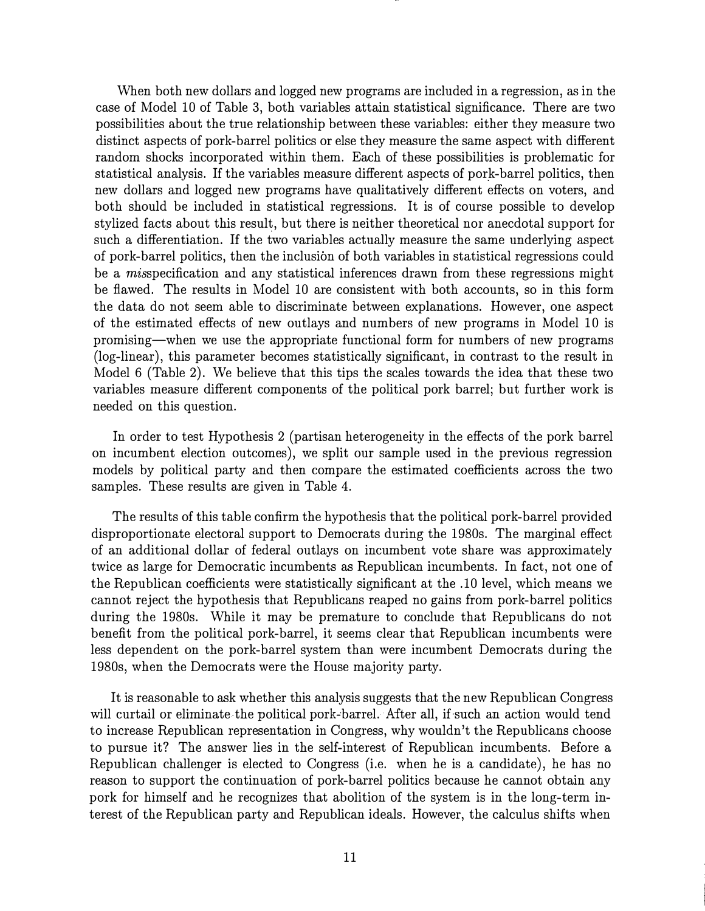When both new dollars and logged new programs are included in a regression, as in the case of Model 10 of Table 3, both variables attain statistical significance. There are two possibilities about the true relationship between these variables: either they measure two distinct aspects of pork-barrel politics or else they measure the same aspect with different random shocks incorporated within them. Each of these possibilities is problematic for statistical analysis. If the variables measure different aspects of pork-barrel politics, then new dollars and logged new programs have qualitatively different effects on voters, and both should be included in statistical regressions. It is of course possible to develop stylized facts about this result, but there is neither theoretical nor anecdotal support for such a differentiation. If the two variables actually measure the same underlying aspect of pork-barrel politics, then the inclusiòn of both variables in statistical regressions could be a *mis*specification and any statistical inferences drawn from these regressions might be flawed. The results in Model 10 are consistent with both accounts, so in this form the data do not seem able to discriminate between explanations. However, one aspect of the estimated effects of new outlays and numbers of new programs in Model 10 is promising—when we use the appropriate functional form for numbers of new programs (log-linear), this parameter becomes statistically significant, in contrast to the result in Model 6 (Table 2). We believe that this tips the scales towards the idea that these two variables measure different components of the political pork barrel; but further work is needed on this question.

In order to test Hypothesis 2 (partisan heterogeneity in the effects of the pork barrel on incumbent election outcomes), we split our sample used in the previous regression models by political party and then compare the estimated coefficients across the two samples. These results are given in Table 4.

The results of this table confirm the hypothesis that the political pork-barrel provided disproportionate electoral support to Democrats during the 1980s. The marginal effect of an additional dollar of federal outlays on incumbent vote share was approximately twice as large for Democratic incumbents as Republican incumbents. In fact, not one of the Republican coefficients were statistically significant at the .10 level, which means we cannot reject the hypothesis that Republicans reaped no gains from pork-barrel politics during the 1980s. While it may be premature to conclude that Republicans do not benefit from the political pork-barrel, it seems clear that Republican incumbents were less dependent on the pork-barrel system than were incumbent Democrats during the 1980s, when the Democrats were the House majority party.

It is reasonable to ask whether this analysis suggests that the new Republican Congress will curtail or eliminate the political pork-barrel. After all, if such an action would tend to increase Republican representation in Congress, why wouldn't the Republicans choose to pursue it? The answer lies in the self-interest of Republican incumbents. Before a Republican challenger is elected to Congress (i.e. when he is a candidate), he has no reason to support the continuation of pork-barrel politics because he cannot obtain any pork for himself and he recognizes that abolition of the system is in the long-term interest of the Republican party and Republican ideals. However, the calculus shifts when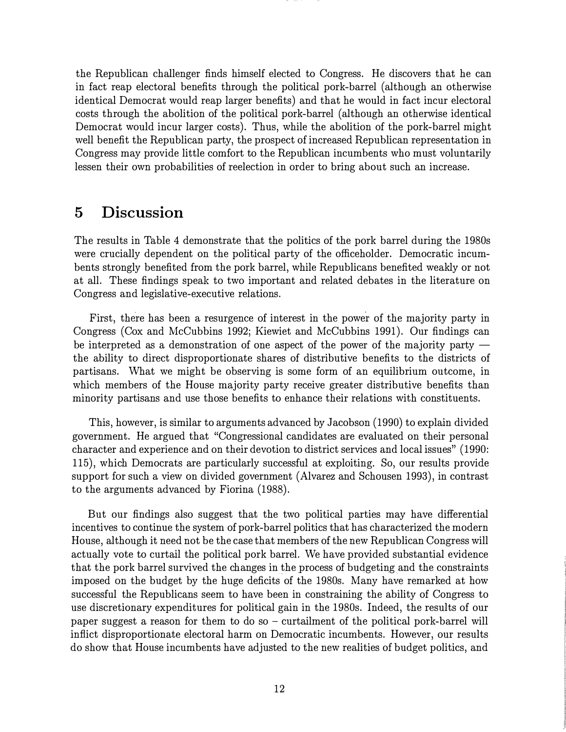the Republican challenger finds himself elected to Congress. He discovers that he can in fact reap electoral benefits through the political pork-barrel (although an otherwise identical Democrat would reap larger benefits) and that he would in fact incur electoral costs through the abolition of the political pork-barrel (although an otherwise identical Democrat would incur larger costs). Thus, while the abolition of the pork-barrel might well benefit the Republican party, the prospect of increased Republican representation in Congress may provide little comfort to the Republican incumbents who must voluntarily lessen their own probabilities of reelection in order to bring about such an increase.

## 5 Discussion

The results in Table 4 demonstrate that the politics of the pork barrel during the 1980s were crucially dependent on the political party of the officeholder. Democratic incumbents strongly benefited from the pork barrel, while Republicans benefited weakly or not at all. These findings speak to two important and related debates in the literature on Congress and legislative-executive relations.

First, there has been a resurgence of interest in the power of the majority party in Congress (Cox and McCubbins 1992; Kiewiet and McCubbins 1991). Our findings can be interpreted as a demonstration of one aspect of the power of the majority party — the ability to direct disproportionate shares of distributive benefits to the districts of partisans. What we might be observing is some form of an equilibrium outcome, in which members of the House majority party receive greater distributive benefits than minority partisans and use those benefits to enhance their relations with constituents.

This, however, is similar to arguments advanced by Jacobson (1990) to explain divided government. He argued that "Congressional candidates are evaluated on their personal character and experience and on their devotion to district services and local issues" (1990: 115), which Democrats are particularly successful at exploiting. So, our results provide support for such a view on divided government (Alvarez and Schousen 1993), in contrast to the arguments advanced by Fiorina (1988).

But our findings also suggest that the two political parties may have differential incentives to continue the system of pork-barrel politics that has characterized the modern House, although it need not be the case that members of the new Republican Congress will actually vote to curtail the political pork barrel. We have provided substantial evidence that the pork barrel survived the changes in the process of budgeting and the constraints imposed on the budget by the huge deficits of the 1980s. Many have remarked at how successful the Republicans seem to have been in constraining the ability of Congress to use discretionary expenditures for political gain in the 1980s. Indeed, the results of our paper suggest a reason for them to do so – curtailment of the political pork-barrel will inflict disproportionate electoral harm on Democratic incumbents. However, our results do show that House incumbents have adjusted to the new realities of budget politics, and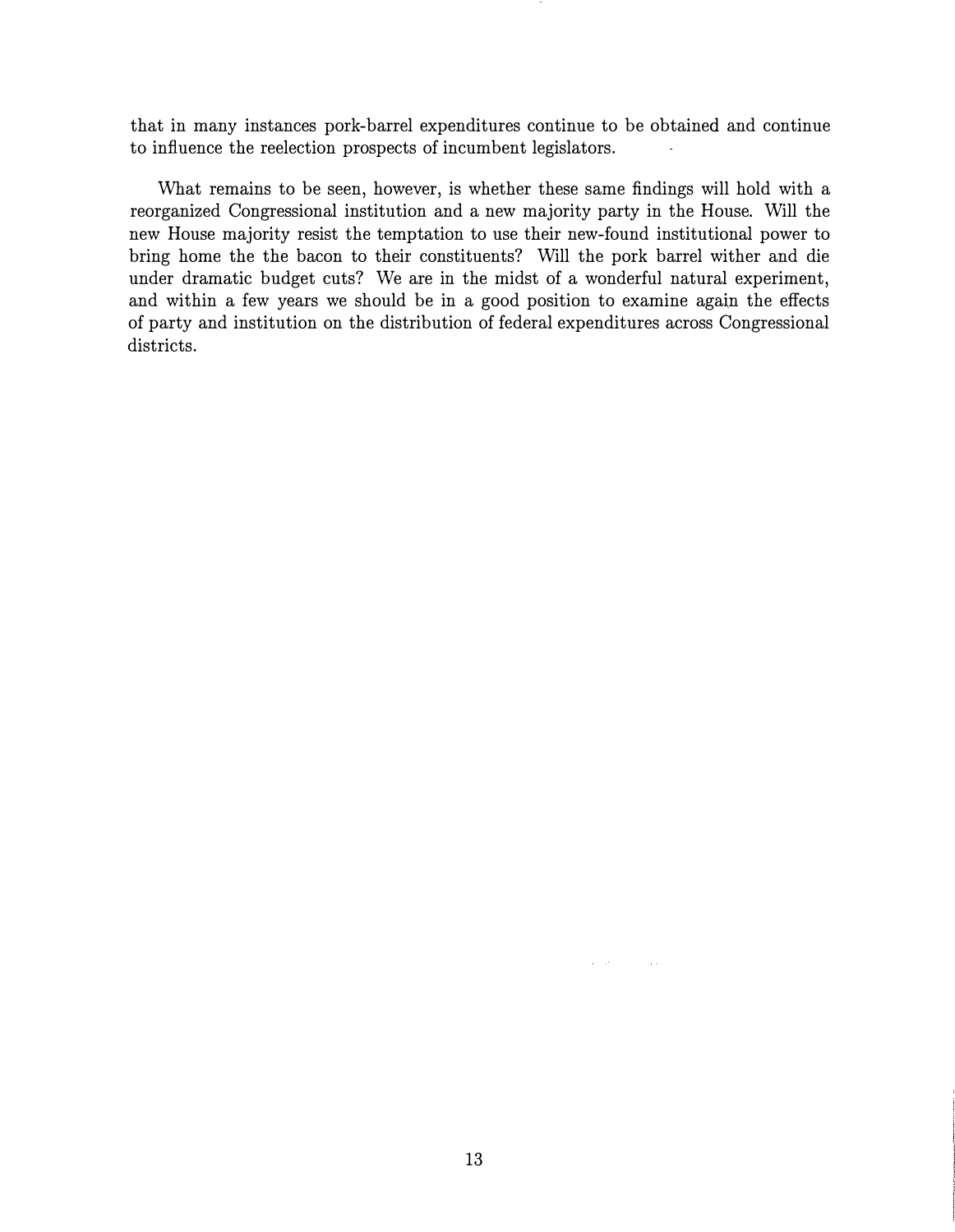that in many instances pork-barrel expenditures continue to be obtained and continue to influence the reelection prospects of incumbent legislators.

What remains to be seen, however, is whether these same findings will hold with a reorganized Congressional institution and a new majority party in the House. Will the new House majority resist the temptation to use their new-found institutional power to bring home the the bacon to their constituents? Will the pork barrel wither and die under dramatic budget cuts? We are in the midst of a wonderful natural experiment, and within a few years we should be in a good position to examine again the effects of party and institution on the distribution of federal expenditures across Congressional districts.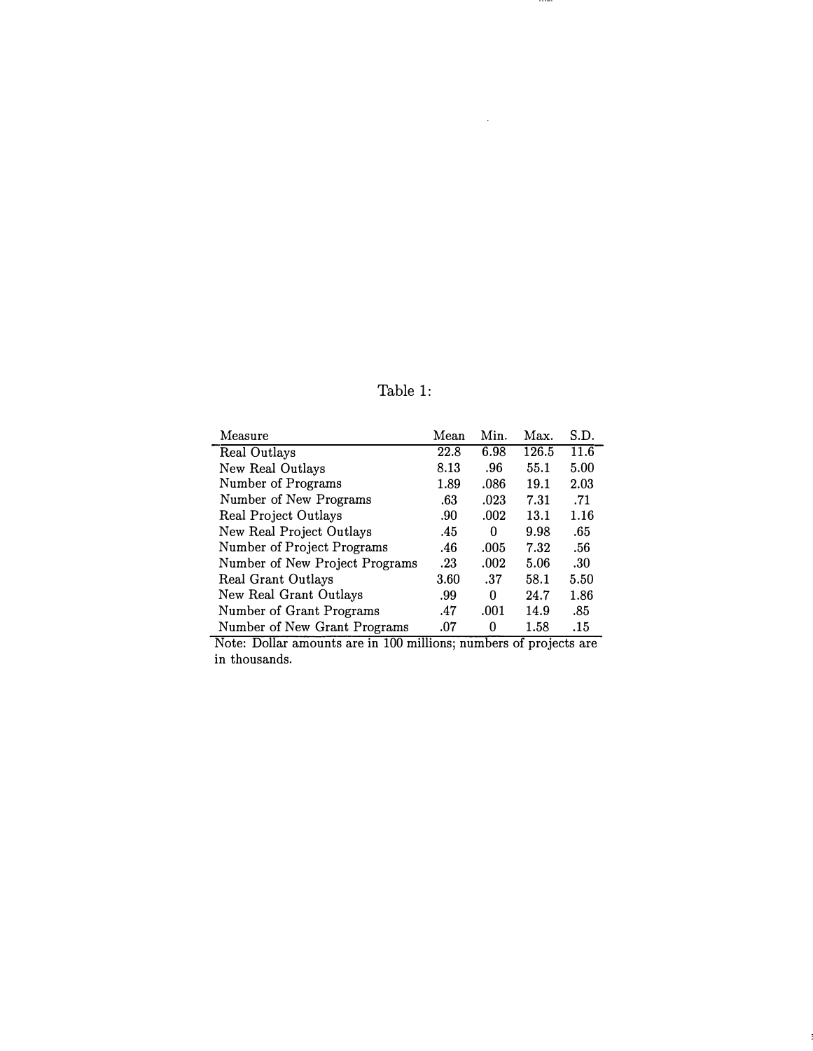Table 1:

| Measure | Mean | Min. | Max. | S.D. |
|---|---|---|---|---|
| Real Outlays | 22.8 | 6.98 | 126.5 | 11.6 |
| New Real Outlays | 8.13 | .96 | 55.1 | 5.00 |
| Number of Programs | 1.89 | .086 | 19.1 | 2.03 |
| Number of New Programs | .63 | .023 | 7.31 | .71 |
| Real Project Outlays | .90 | .002 | 13.1 | 1.16 |
| New Real Project Outlays | .45 | 0 | 9.98 | .65 |
| Number of Project Programs | .46 | .005 | 7.32 | .56 |
| Number of New Project Programs | .23 | .002 | 5.06 | .30 |
| Real Grant Outlays | 3.60 | .37 | 58.1 | 5.50 |
| New Real Grant Outlays | .99 | 0 | 24.7 | 1.86 |
| Number of Grant Programs | .47 | .001 | 14.9 | .85 |
| Number of New Grant Programs | .07 | 0 | 1.58 | .15 |

Note: Dollar amounts are in 100 millions; numbers of projects are in thousands.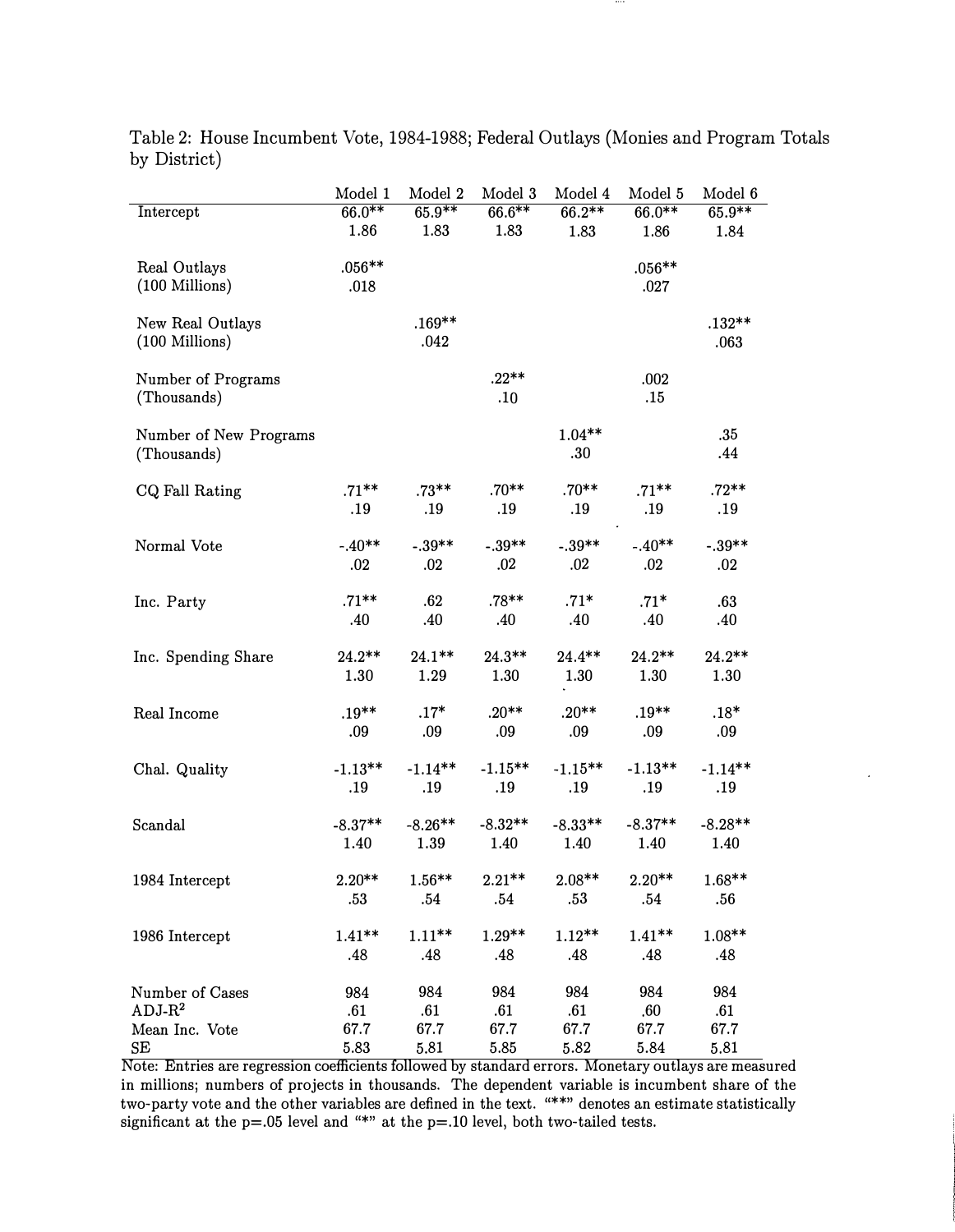Table 2: House Incumbent Vote, 1984-1988; Federal Outlays (Monies and Program Totals by District)

| | Model 1 | Model 2 | Model 3 | Model 4 | Model 5 | Model 6 |
|---|---|---|---|---|---|---|
| Intercept | 66.0** | 65.9** | 66.6** | 66.2** | 66.0** | 65.9** |
| | 1.86 | 1.83 | 1.83 | 1.83 | 1.86 | 1.84 |
| Real Outlays (100 Millions) | .056** | | | | .056** | |
| | .018 | | | | .027 | |
| New Real Outlays (100 Millions) | | .169** | | | | .132** |
| | | .042 | | | | .063 |
| Number of Programs (Thousands) | | | .22** | | .002 | |
| | | | .10 | | .15 | |
| Number of New Programs (Thousands) | | | | 1.04** | | .35 |
| | | | | .30 | | .44 |
| CQ Fall Rating | .71** | .73** | .70** | .70** | .71** | .72** |
| | .19 | .19 | .19 | .19 | .19 | .19 |
| Normal Vote | -.40** | -.39** | -.39** | -.39** | -.40** | -.39** |
| | .02 | .02 | .02 | .02 | .02 | .02 |
| Inc. Party | .71** | .62 | .78** | .71* | .71* | .63 |
| | .40 | .40 | .40 | .40 | .40 | .40 |
| Inc. Spending Share | 24.2** | 24.1** | 24.3** | 24.4** | 24.2** | 24.2** |
| | 1.30 | 1.29 | 1.30 | 1.30 | 1.30 | 1.30 |
| Real Income | .19** | .17* | .20** | .20** | .19** | .18* |
| | .09 | .09 | .09 | .09 | .09 | .09 |
| Chal. Quality | -1.13** | -1.14** | -1.15** | -1.15** | -1.13** | -1.14** |
| | .19 | .19 | .19 | .19 | .19 | .19 |
| Scandal | -8.37** | -8.26** | -8.32** | -8.33** | -8.37** | -8.28** |
| | 1.40 | 1.39 | 1.40 | 1.40 | 1.40 | 1.40 |
| 1984 Intercept | 2.20** | 1.56** | 2.21** | 2.08** | 2.20** | 1.68** |
| | .53 | .54 | .54 | .53 | .54 | .56 |
| 1986 Intercept | 1.41** | 1.11** | 1.29** | 1.12** | 1.41** | 1.08** |
| | .48 | .48 | .48 | .48 | .48 | .48 |
| Number of Cases | 984 | 984 | 984 | 984 | 984 | 984 |
| ADJ-$R^2$ | .61 | .61 | .61 | .61 | .60 | .61 |
| Mean Inc. Vote | 67.7 | 67.7 | 67.7 | 67.7 | 67.7 | 67.7 |
| SE | 5.83 | 5.81 | 5.85 | 5.82 | 5.84 | 5.81 |

Note: Entries are regression coefficients followed by standard errors. Monetary outlays are measured in millions; numbers of projects in thousands. The dependent variable is incumbent share of the two-party vote and the other variables are defined in the text. "**" denotes an estimate statistically significant at the p=.05 level and "*" at the p=.10 level, both two-tailed tests.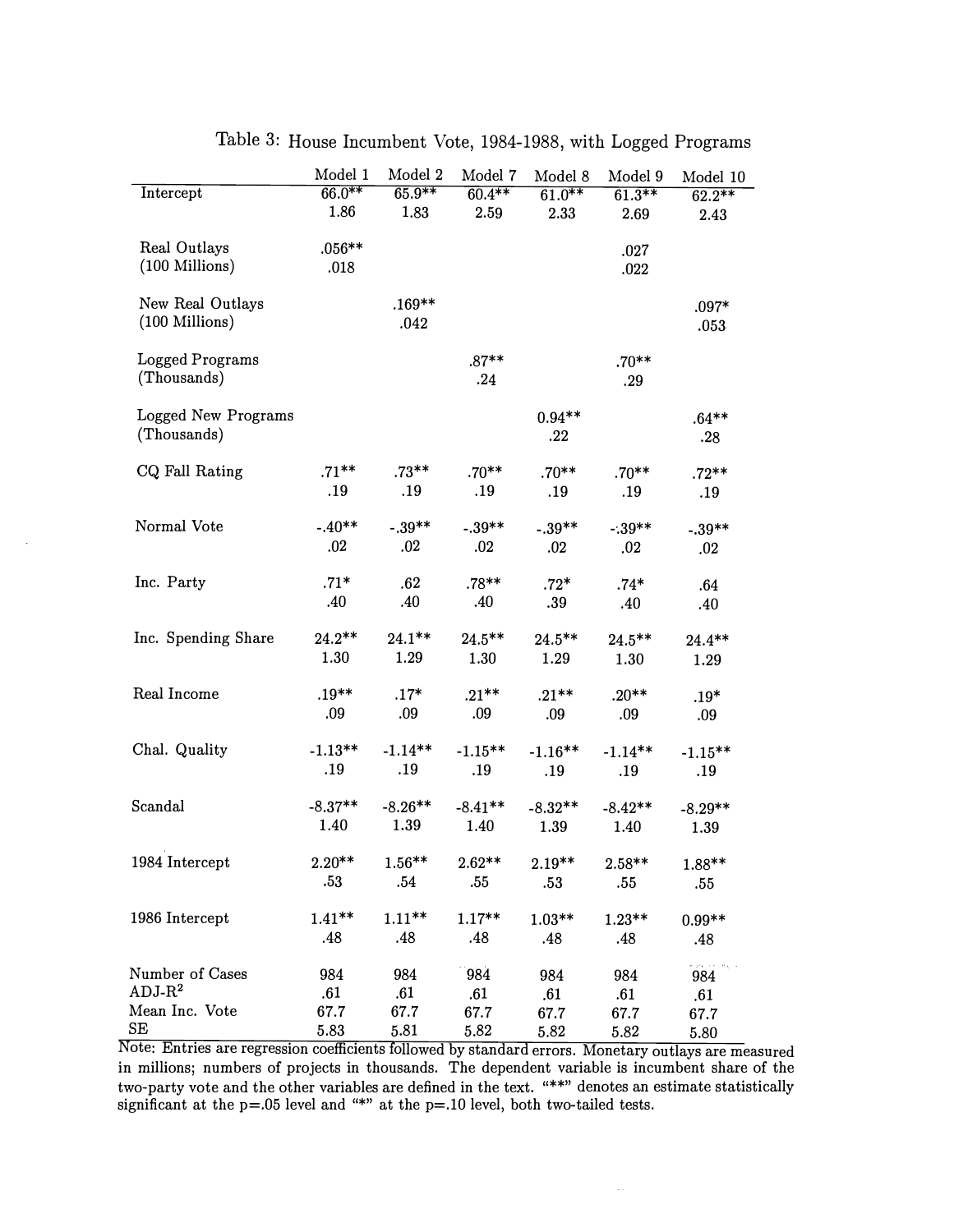Table 3: House Incumbent Vote, 1984-1988, with Logged Programs

| | Model 1 | Model 2 | Model 7 | Model 8 | Model 9 | Model 10 |
|---|---|---|---|---|---|---|
| Intercept | 66.0** | 65.9** | 60.4** | 61.0** | 61.3** | 62.2** |
| | 1.86 | 1.83 | 2.59 | 2.33 | 2.69 | 2.43 |
| Real Outlays (100 Millions) | .056** | | | | .027 | |
| | .018 | | | | .022 | |
| New Real Outlays (100 Millions) | | .169** | | | | .097* |
| | | .042 | | | | .053 |
| Logged Programs (Thousands) | | | .87** | | .70** | |
| | | | .24 | | .29 | |
| Logged New Programs (Thousands) | | | | 0.94** | | .64** |
| | | | | .22 | | .28 |
| CQ Fall Rating | .71** | .73** | .70** | .70** | .70** | .72** |
| | .19 | .19 | .19 | .19 | .19 | .19 |
| Normal Vote | -.40** | -.39** | -.39** | -.39** | -.39** | -.39** |
| | .02 | .02 | .02 | .02 | .02 | .02 |
| Inc. Party | .71* | .62 | .78** | .72* | .74* | .64 |
| | .40 | .40 | .40 | .39 | .40 | .40 |
| Inc. Spending Share | 24.2** | 24.1** | 24.5** | 24.5** | 24.5** | 24.4** |
| | 1.30 | 1.29 | 1.30 | 1.29 | 1.30 | 1.29 |
| Real Income | .19** | .17* | .21** | .21** | .20** | .19* |
| | .09 | .09 | .09 | .09 | .09 | .09 |
| Chal. Quality | -1.13** | -1.14** | -1.15** | -1.16** | -1.14** | -1.15** |
| | .19 | .19 | .19 | .19 | .19 | .19 |
| Scandal | -8.37** | -8.26** | -8.41** | -8.32** | -8.42** | -8.29** |
| | 1.40 | 1.39 | 1.40 | 1.39 | 1.40 | 1.39 |
| 1984 Intercept | 2.20** | 1.56** | 2.62** | 2.19** | 2.58** | 1.88** |
| | .53 | .54 | .55 | .53 | .55 | .55 |
| 1986 Intercept | 1.41** | 1.11** | 1.17** | 1.03** | 1.23** | 0.99** |
| | .48 | .48 | .48 | .48 | .48 | .48 |
| Number of Cases | 984 | 984 | 984 | 984 | 984 | 984 |
| ADJ-$R^2$ | .61 | .61 | .61 | .61 | .61 | .61 |
| Mean Inc. Vote | 67.7 | 67.7 | 67.7 | 67.7 | 67.7 | 67.7 |
| SE | 5.83 | 5.81 | 5.82 | 5.82 | 5.82 | 5.80 |

Note: Entries are regression coefficients followed by standard errors. Monetary outlays are measured in millions; numbers of projects in thousands. The dependent variable is incumbent share of the two-party vote and the other variables are defined in the text. "**" denotes an estimate statistically significant at the p=.05 level and "*" at the p=.10 level, both two-tailed tests.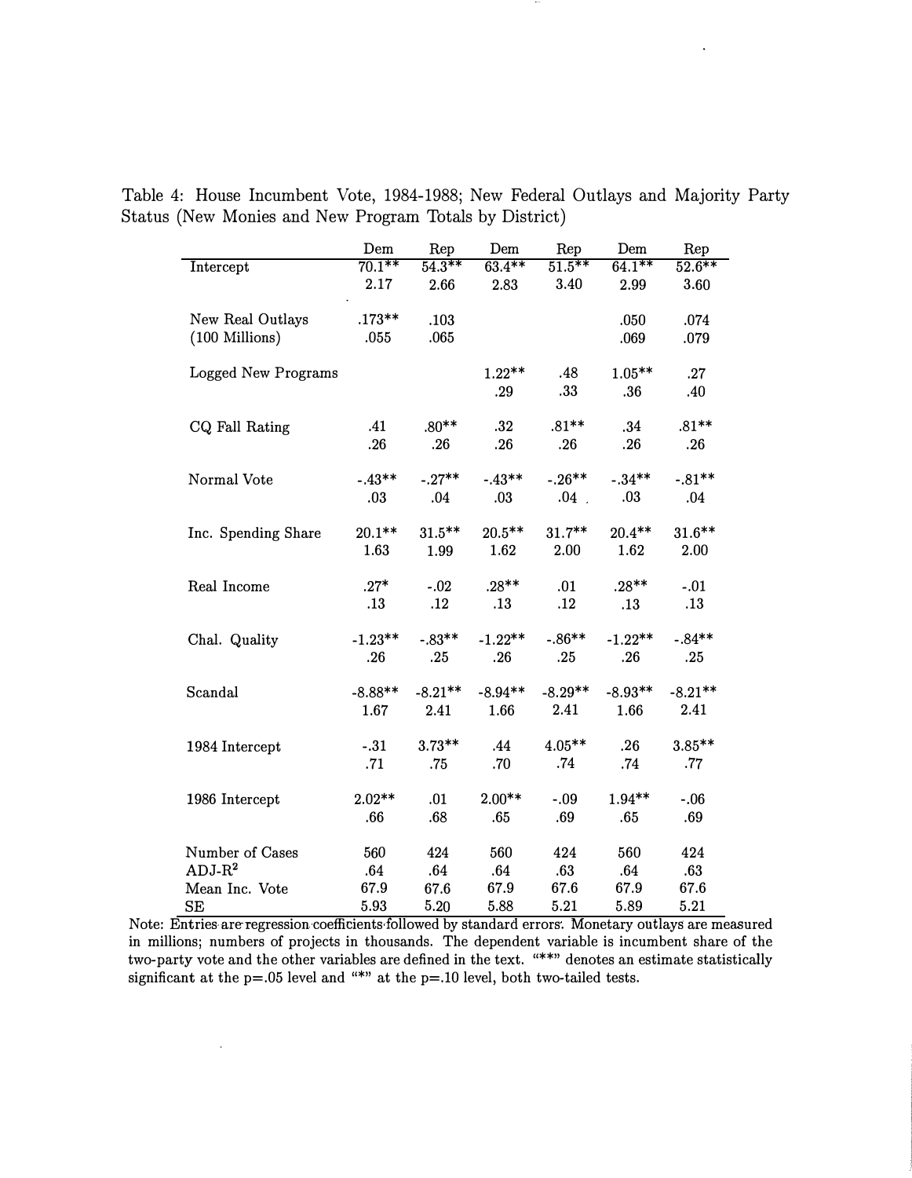Table 4: House Incumbent Vote, 1984-1988; New Federal Outlays and Majority Party Status (New Monies and New Program Totals by District)

| | Dem | Rep | Dem | Rep | Dem | Rep |
|---|---|---|---|---|---|---|
| Intercept | 70.1** | 54.3** | 63.4** | 51.5** | 64.1** | 52.6** |
| | 2.17 | 2.66 | 2.83 | 3.40 | 2.99 | 3.60 |
| New Real Outlays (100 Millions) | .173** | .103 | | | .050 | .074 |
| | .055 | .065 | | | .069 | .079 |
| Logged New Programs | | | 1.22** | .48 | 1.05** | .27 |
| | | | .29 | .33 | .36 | .40 |
| CQ Fall Rating | .41 | .80** | .32 | .81** | .34 | .81** |
| | .26 | .26 | .26 | .26 | .26 | .26 |
| Normal Vote | -.43** | -.27** | -.43** | -.26** | -.34** | -.81** |
| | .03 | .04 | .03 | .04 | .03 | .04 |
| Inc. Spending Share | 20.1** | 31.5** | 20.5** | 31.7** | 20.4** | 31.6** |
| | 1.63 | 1.99 | 1.62 | 2.00 | 1.62 | 2.00 |
| Real Income | .27* | -.02 | .28** | .01 | .28** | -.01 |
| | .13 | .12 | .13 | .12 | .13 | .13 |
| Chal. Quality | -1.23** | -.83** | -1.22** | -.86** | -1.22** | -.84** |
| | .26 | .25 | .26 | .25 | .26 | .25 |
| Scandal | -8.88** | -8.21** | -8.94** | -8.29** | -8.93** | -8.21** |
| | 1.67 | 2.41 | 1.66 | 2.41 | 1.66 | 2.41 |
| 1984 Intercept | -.31 | 3.73** | .44 | 4.05** | .26 | 3.85** |
| | .71 | .75 | .70 | .74 | .74 | .77 |
| 1986 Intercept | 2.02** | .01 | 2.00** | -.09 | 1.94** | -.06 |
| | .66 | .68 | .65 | .69 | .65 | .69 |
| Number of Cases | 560 | 424 | 560 | 424 | 560 | 424 |
| ADJ-$R^2$ | .64 | .64 | .64 | .63 | .64 | .63 |
| Mean Inc. Vote | 67.9 | 67.6 | 67.9 | 67.6 | 67.9 | 67.6 |
| SE | 5.93 | 5.20 | 5.88 | 5.21 | 5.89 | 5.21 |

Note: Entries are regression coefficients followed by standard errors. Monetary outlays are measured in millions; numbers of projects in thousands. The dependent variable is incumbent share of the two-party vote and the other variables are defined in the text. "**" denotes an estimate statistically significant at the p=.05 level and "*" at the p=.10 level, both two-tailed tests.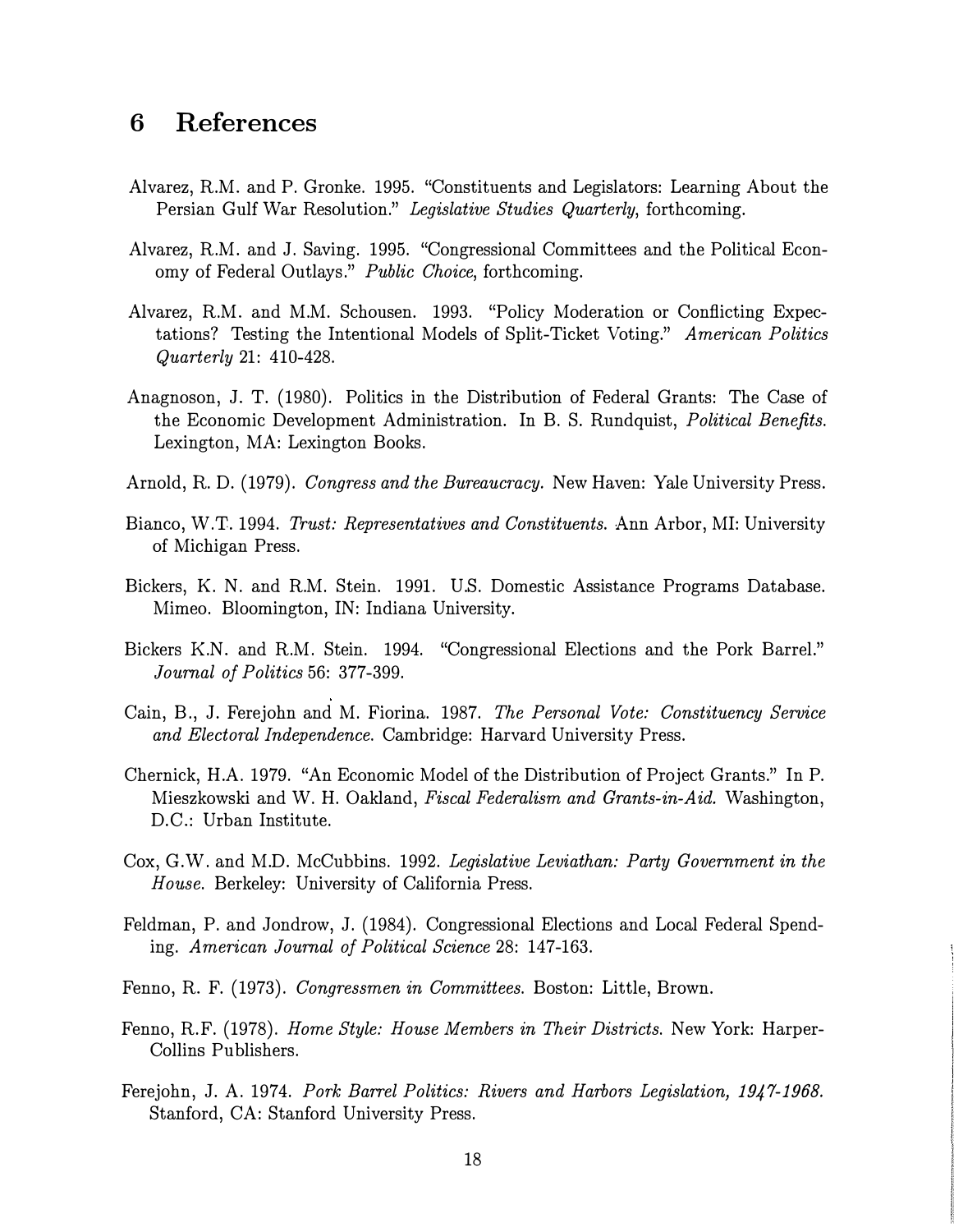# 6 References

Alvarez, R.M. and P. Gronke. 1995. "Constituents and Legislators: Learning About the Persian Gulf War Resolution." *Legislative Studies Quarterly*, forthcoming.

Alvarez, R.M. and J. Saving. 1995. "Congressional Committees and the Political Economy of Federal Outlays." *Public Choice*, forthcoming.

Alvarez, R.M. and M.M. Schousen. 1993. "Policy Moderation or Conflicting Expectations? Testing the Intentional Models of Split-Ticket Voting." *American Politics Quarterly* 21: 410-428.

Anagnoson, J. T. (1980). Politics in the Distribution of Federal Grants: The Case of the Economic Development Administration. In B. S. Rundquist, *Political Benefits*. Lexington, MA: Lexington Books.

Arnold, R. D. (1979). *Congress and the Bureaucracy.* New Haven: Yale University Press.

Bianco, W.T. 1994. *Trust: Representatives and Constituents.* Ann Arbor, MI: University of Michigan Press.

Bickers, K. N. and R.M. Stein. 1991. U.S. Domestic Assistance Programs Database. Mimeo. Bloomington, IN: Indiana University.

Bickers K.N. and R.M. Stein. 1994. "Congressional Elections and the Pork Barrel." *Journal of Politics* 56: 377-399.

Cain, B., J. Ferejohn and M. Fiorina. 1987. *The Personal Vote: Constituency Service and Electoral Independence.* Cambridge: Harvard University Press.

Chernick, H.A. 1979. "An Economic Model of the Distribution of Project Grants." In P. Mieszkowski and W. H. Oakland, *Fiscal Federalism and Grants-in-Aid.* Washington, D.C.: Urban Institute.

Cox, G.W. and M.D. McCubbins. 1992. *Legislative Leviathan: Party Government in the House.* Berkeley: University of California Press.

Feldman, P. and Jondrow, J. (1984). Congressional Elections and Local Federal Spending. *American Journal of Political Science* 28: 147-163.

Fenno, R. F. (1973). *Congressmen in Committees.* Boston: Little, Brown.

Fenno, R.F. (1978). *Home Style: House Members in Their Districts.* New York: HarperCollins Publishers.

Ferejohn, J. A. 1974. *Pork Barrel Politics: Rivers and Harbors Legislation, 1947-1968.* Stanford, CA: Stanford University Press.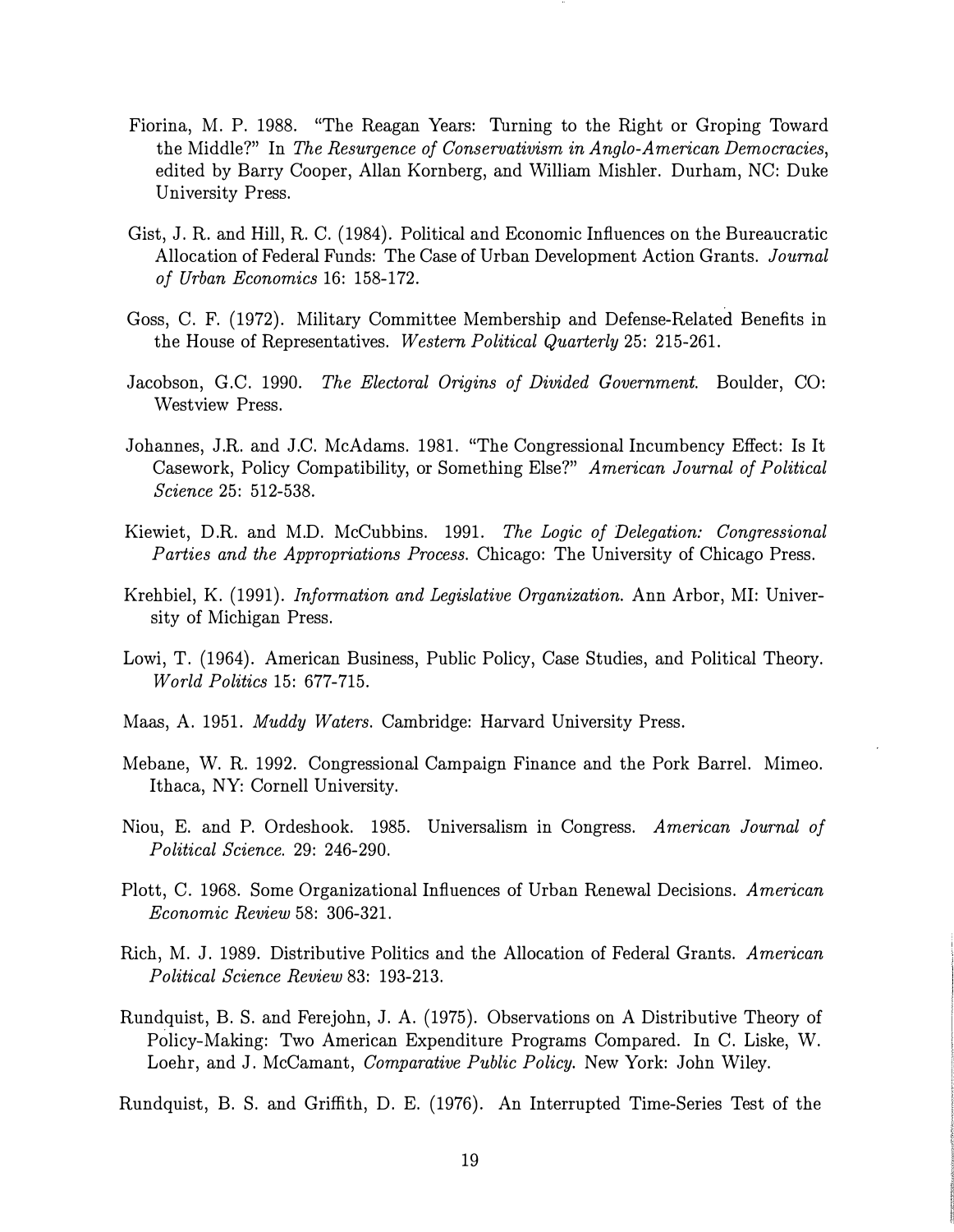Fiorina, M. P. 1988. "The Reagan Years: Turning to the Right or Groping Toward the Middle?" In *The Resurgence of Conservativism in Anglo-American Democracies*, edited by Barry Cooper, Allan Kornberg, and William Mishler. Durham, NC: Duke University Press.

Gist, J. R. and Hill, R. C. (1984). Political and Economic Influences on the Bureaucratic Allocation of Federal Funds: The Case of Urban Development Action Grants. *Journal of Urban Economics* 16: 158-172.

Goss, C. F. (1972). Military Committee Membership and Defense-Related Benefits in the House of Representatives. *Western Political Quarterly* 25: 215-261.

Jacobson, G.C. 1990. *The Electoral Origins of Divided Government.* Boulder, CO: Westview Press.

Johannes, J.R. and J.C. McAdams. 1981. "The Congressional Incumbency Effect: Is It Casework, Policy Compatibility, or Something Else?" *American Journal of Political Science* 25: 512-538.

Kiewiet, D.R. and M.D. McCubbins. 1991. *The Logic of Delegation: Congressional Parties and the Appropriations Process.* Chicago: The University of Chicago Press.

Krehbiel, K. (1991). *Information and Legislative Organization.* Ann Arbor, MI: University of Michigan Press.

Lowi, T. (1964). American Business, Public Policy, Case Studies, and Political Theory. *World Politics* 15: 677-715.

Maas, A. 1951. *Muddy Waters.* Cambridge: Harvard University Press.

Mebane, W. R. 1992. Congressional Campaign Finance and the Pork Barrel. Mimeo. Ithaca, NY: Cornell University.

Niou, E. and P. Ordeshook. 1985. Universalism in Congress. *American Journal of Political Science.* 29: 246-290.

Plott, C. 1968. Some Organizational Influences of Urban Renewal Decisions. *American Economic Review* 58: 306-321.

Rich, M. J. 1989. Distributive Politics and the Allocation of Federal Grants. *American Political Science Review* 83: 193-213.

Rundquist, B. S. and Ferejohn, J. A. (1975). Observations on A Distributive Theory of Policy-Making: Two American Expenditure Programs Compared. In C. Liske, W. Loehr, and J. McCamant, *Comparative Public Policy.* New York: John Wiley.

Rundquist, B. S. and Griffith, D. E. (1976). An Interrupted Time-Series Test of the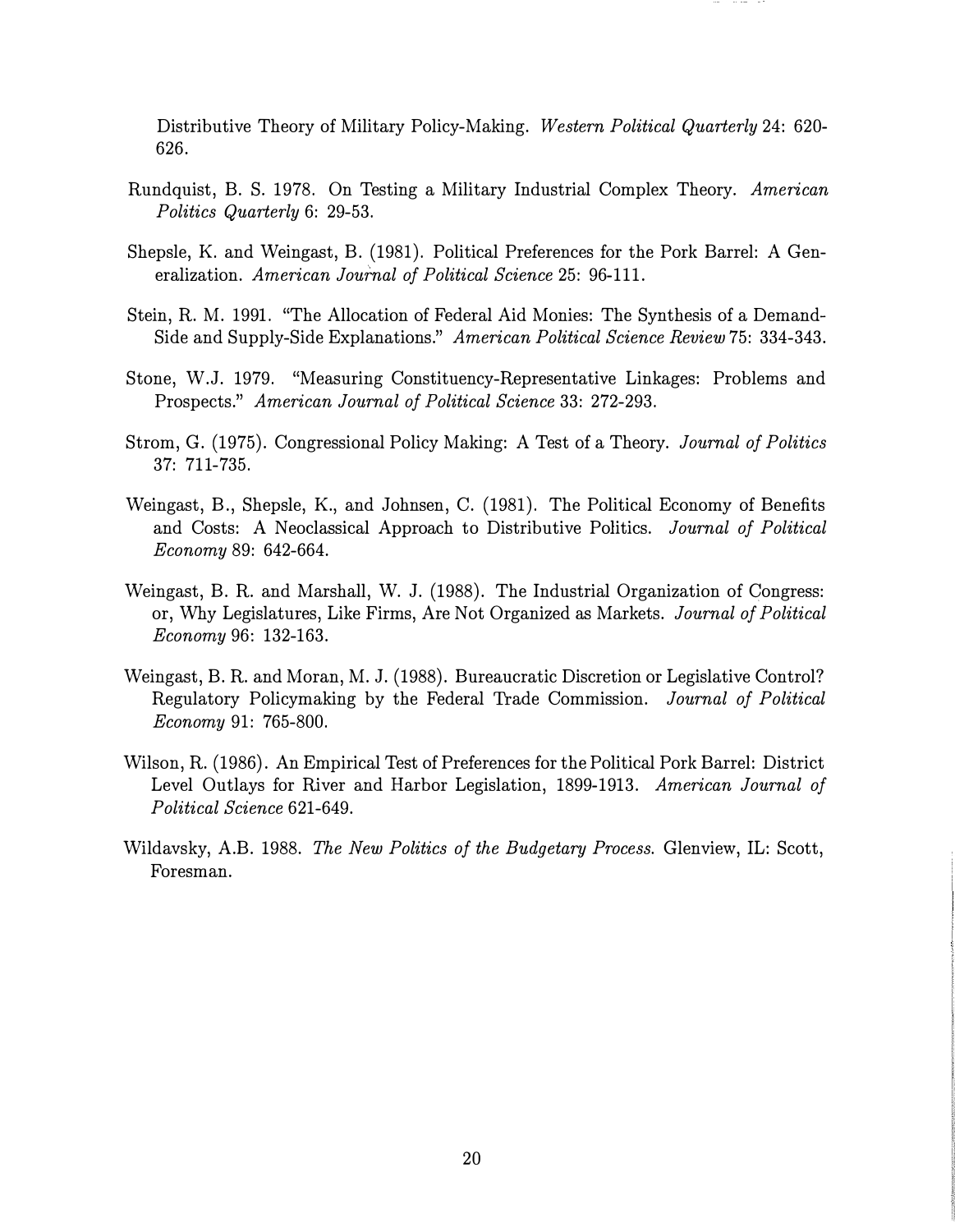Distributive Theory of Military Policy-Making. *Western Political Quarterly* 24: 620-626.

Rundquist, B. S. 1978. On Testing a Military Industrial Complex Theory. *American Politics Quarterly* 6: 29-53.

Shepsle, K. and Weingast, B. (1981). Political Preferences for the Pork Barrel: A Generalization. *American Journal of Political Science* 25: 96-111.

Stein, R. M. 1991. "The Allocation of Federal Aid Monies: The Synthesis of a Demand-Side and Supply-Side Explanations." *American Political Science Review* 75: 334-343.

Stone, W.J. 1979. "Measuring Constituency-Representative Linkages: Problems and Prospects." *American Journal of Political Science* 33: 272-293.

Strom, G. (1975). Congressional Policy Making: A Test of a Theory. *Journal of Politics* 37: 711-735.

Weingast, B., Shepsle, K., and Johnsen, C. (1981). The Political Economy of Benefits and Costs: A Neoclassical Approach to Distributive Politics. *Journal of Political Economy* 89: 642-664.

Weingast, B. R. and Marshall, W. J. (1988). The Industrial Organization of Congress: or, Why Legislatures, Like Firms, Are Not Organized as Markets. *Journal of Political Economy* 96: 132-163.

Weingast, B. R. and Moran, M. J. (1988). Bureaucratic Discretion or Legislative Control? Regulatory Policymaking by the Federal Trade Commission. *Journal of Political Economy* 91: 765-800.

Wilson, R. (1986). An Empirical Test of Preferences for the Political Pork Barrel: District Level Outlays for River and Harbor Legislation, 1899-1913. *American Journal of Political Science* 621-649.

Wildavsky, A.B. 1988. *The New Politics of the Budgetary Process.* Glenview, IL: Scott, Foresman.